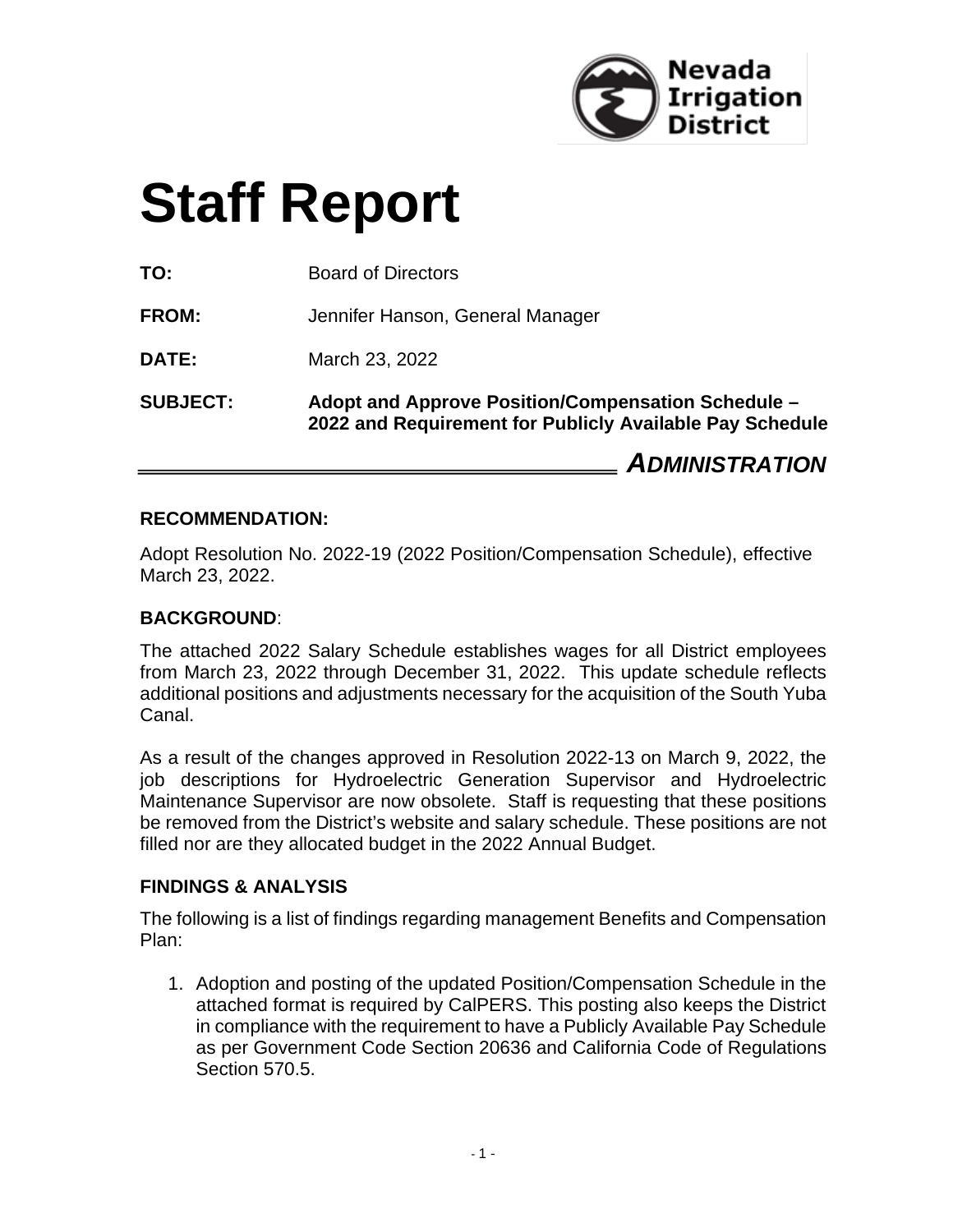Nevada Irrigation District

# Staff Report

**TO:** Board of Directors

**FROM:** Jennifer Hanson, General Manager

**DATE:** March 23, 2022

**SUBJECT:** **Adopt and Approve Position/Compensation Schedule – 2022 and Requirement for Publicly Available Pay Schedule**

***ADMINISTRATION***

### RECOMMENDATION:

Adopt Resolution No. 2022-19 (2022 Position/Compensation Schedule), effective March 23, 2022.

### BACKGROUND:

The attached 2022 Salary Schedule establishes wages for all District employees from March 23, 2022 through December 31, 2022. This update schedule reflects additional positions and adjustments necessary for the acquisition of the South Yuba Canal.

As a result of the changes approved in Resolution 2022-13 on March 9, 2022, the job descriptions for Hydroelectric Generation Supervisor and Hydroelectric Maintenance Supervisor are now obsolete. Staff is requesting that these positions be removed from the District's website and salary schedule. These positions are not filled nor are they allocated budget in the 2022 Annual Budget.

### FINDINGS & ANALYSIS

The following is a list of findings regarding management Benefits and Compensation Plan:

1. Adoption and posting of the updated Position/Compensation Schedule in the attached format is required by CalPERS. This posting also keeps the District in compliance with the requirement to have a Publicly Available Pay Schedule as per Government Code Section 20636 and California Code of Regulations Section 570.5.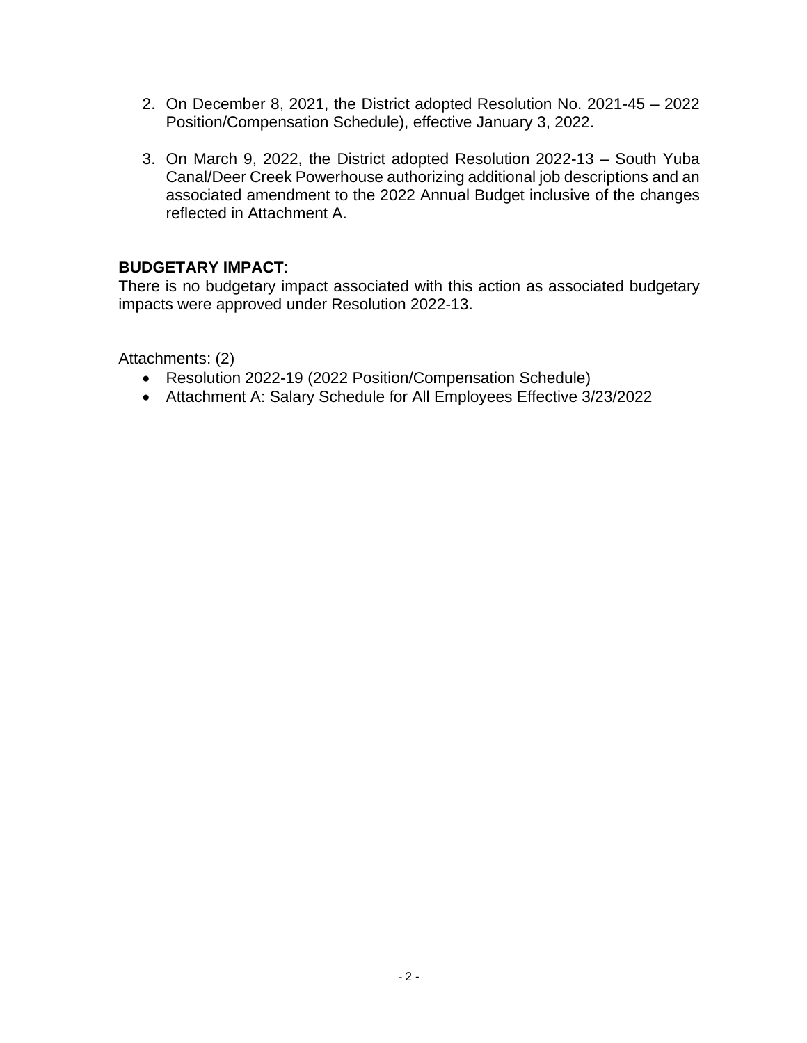2. On December 8, 2021, the District adopted Resolution No. 2021-45 – 2022 Position/Compensation Schedule), effective January 3, 2022.

3. On March 9, 2022, the District adopted Resolution 2022-13 – South Yuba Canal/Deer Creek Powerhouse authorizing additional job descriptions and an associated amendment to the 2022 Annual Budget inclusive of the changes reflected in Attachment A.

**BUDGETARY IMPACT**:
There is no budgetary impact associated with this action as associated budgetary impacts were approved under Resolution 2022-13.

Attachments: (2)

- Resolution 2022-19 (2022 Position/Compensation Schedule)
- Attachment A: Salary Schedule for All Employees Effective 3/23/2022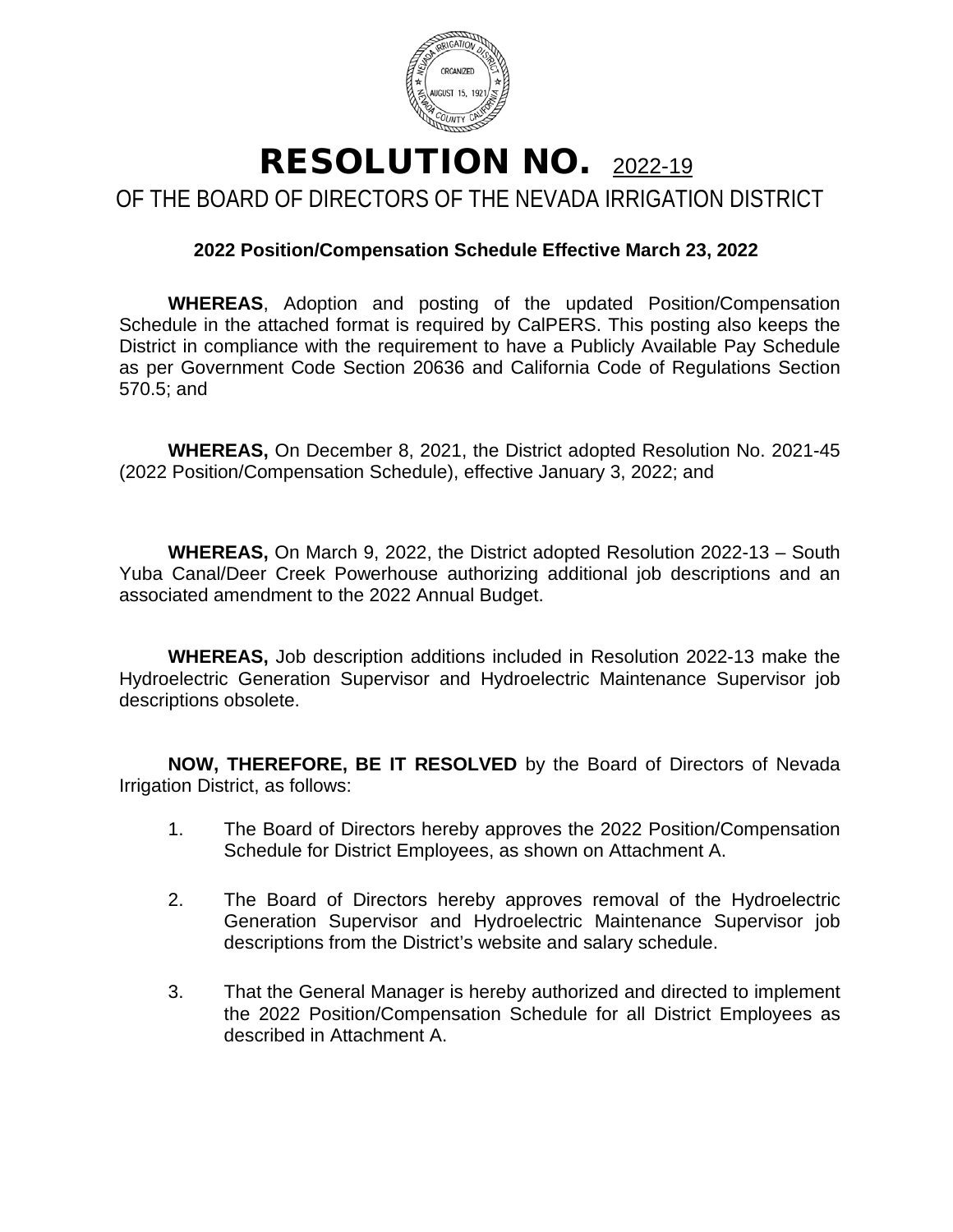# RESOLUTION NO. 2022-19

## OF THE BOARD OF DIRECTORS OF THE NEVADA IRRIGATION DISTRICT

**2022 Position/Compensation Schedule Effective March 23, 2022**

**WHEREAS**, Adoption and posting of the updated Position/Compensation Schedule in the attached format is required by CalPERS. This posting also keeps the District in compliance with the requirement to have a Publicly Available Pay Schedule as per Government Code Section 20636 and California Code of Regulations Section 570.5; and

**WHEREAS,** On December 8, 2021, the District adopted Resolution No. 2021-45 (2022 Position/Compensation Schedule), effective January 3, 2022; and

**WHEREAS,** On March 9, 2022, the District adopted Resolution 2022-13 – South Yuba Canal/Deer Creek Powerhouse authorizing additional job descriptions and an associated amendment to the 2022 Annual Budget.

**WHEREAS,** Job description additions included in Resolution 2022-13 make the Hydroelectric Generation Supervisor and Hydroelectric Maintenance Supervisor job descriptions obsolete.

**NOW, THEREFORE, BE IT RESOLVED** by the Board of Directors of Nevada Irrigation District, as follows:

1. The Board of Directors hereby approves the 2022 Position/Compensation Schedule for District Employees, as shown on Attachment A.

2. The Board of Directors hereby approves removal of the Hydroelectric Generation Supervisor and Hydroelectric Maintenance Supervisor job descriptions from the District's website and salary schedule.

3. That the General Manager is hereby authorized and directed to implement the 2022 Position/Compensation Schedule for all District Employees as described in Attachment A.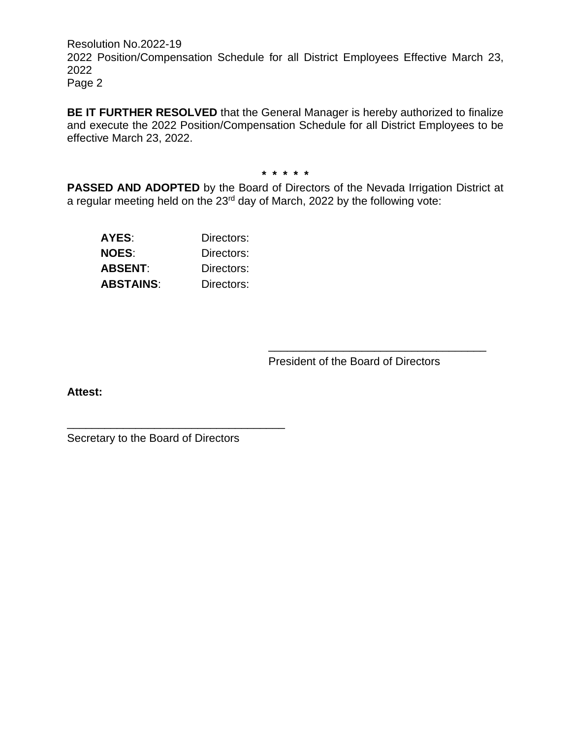BE IT FURTHER RESOLVED that the General Manager is hereby authorized to finalize and execute the 2022 Position/Compensation Schedule for all District Employees to be effective March 23, 2022.

\* \* \* \* \*

**PASSED AND ADOPTED** by the Board of Directors of the Nevada Irrigation District at a regular meeting held on the 23rd day of March, 2022 by the following vote:

| | |
|---|---|
| **AYES**: | Directors: |
| **NOES**: | Directors: |
| **ABSENT**: | Directors: |
| **ABSTAINS**: | Directors: |

___________________________________
President of the Board of Directors

**Attest:**

___________________________________
Secretary to the Board of Directors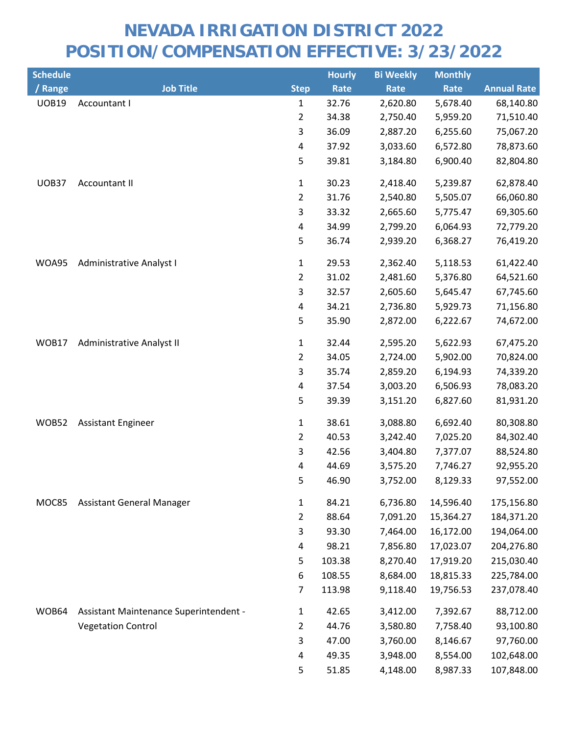# NEVADA IRRIGATION DISTRICT 2022
# POSITION/COMPENSATION EFFECTIVE: 3/23/2022

| Schedule / Range | Job Title | Step | Hourly Rate | Bi Weekly Rate | Monthly Rate | Annual Rate |
|---|---|---|---|---|---|---|
| UOB19 | Accountant I | 1 | 32.76 | 2,620.80 | 5,678.40 | 68,140.80 |
| | | 2 | 34.38 | 2,750.40 | 5,959.20 | 71,510.40 |
| | | 3 | 36.09 | 2,887.20 | 6,255.60 | 75,067.20 |
| | | 4 | 37.92 | 3,033.60 | 6,572.80 | 78,873.60 |
| | | 5 | 39.81 | 3,184.80 | 6,900.40 | 82,804.80 |
| UOB37 | Accountant II | 1 | 30.23 | 2,418.40 | 5,239.87 | 62,878.40 |
| | | 2 | 31.76 | 2,540.80 | 5,505.07 | 66,060.80 |
| | | 3 | 33.32 | 2,665.60 | 5,775.47 | 69,305.60 |
| | | 4 | 34.99 | 2,799.20 | 6,064.93 | 72,779.20 |
| | | 5 | 36.74 | 2,939.20 | 6,368.27 | 76,419.20 |
| WOA95 | Administrative Analyst I | 1 | 29.53 | 2,362.40 | 5,118.53 | 61,422.40 |
| | | 2 | 31.02 | 2,481.60 | 5,376.80 | 64,521.60 |
| | | 3 | 32.57 | 2,605.60 | 5,645.47 | 67,745.60 |
| | | 4 | 34.21 | 2,736.80 | 5,929.73 | 71,156.80 |
| | | 5 | 35.90 | 2,872.00 | 6,222.67 | 74,672.00 |
| WOB17 | Administrative Analyst II | 1 | 32.44 | 2,595.20 | 5,622.93 | 67,475.20 |
| | | 2 | 34.05 | 2,724.00 | 5,902.00 | 70,824.00 |
| | | 3 | 35.74 | 2,859.20 | 6,194.93 | 74,339.20 |
| | | 4 | 37.54 | 3,003.20 | 6,506.93 | 78,083.20 |
| | | 5 | 39.39 | 3,151.20 | 6,827.60 | 81,931.20 |
| WOB52 | Assistant Engineer | 1 | 38.61 | 3,088.80 | 6,692.40 | 80,308.80 |
| | | 2 | 40.53 | 3,242.40 | 7,025.20 | 84,302.40 |
| | | 3 | 42.56 | 3,404.80 | 7,377.07 | 88,524.80 |
| | | 4 | 44.69 | 3,575.20 | 7,746.27 | 92,955.20 |
| | | 5 | 46.90 | 3,752.00 | 8,129.33 | 97,552.00 |
| MOC85 | Assistant General Manager | 1 | 84.21 | 6,736.80 | 14,596.40 | 175,156.80 |
| | | 2 | 88.64 | 7,091.20 | 15,364.27 | 184,371.20 |
| | | 3 | 93.30 | 7,464.00 | 16,172.00 | 194,064.00 |
| | | 4 | 98.21 | 7,856.80 | 17,023.07 | 204,276.80 |
| | | 5 | 103.38 | 8,270.40 | 17,919.20 | 215,030.40 |
| | | 6 | 108.55 | 8,684.00 | 18,815.33 | 225,784.00 |
| | | 7 | 113.98 | 9,118.40 | 19,756.53 | 237,078.40 |
| WOB64 | Assistant Maintenance Superintendent - Vegetation Control | 1 | 42.65 | 3,412.00 | 7,392.67 | 88,712.00 |
| | | 2 | 44.76 | 3,580.80 | 7,758.40 | 93,100.80 |
| | | 3 | 47.00 | 3,760.00 | 8,146.67 | 97,760.00 |
| | | 4 | 49.35 | 3,948.00 | 8,554.00 | 102,648.00 |
| | | 5 | 51.85 | 4,148.00 | 8,987.33 | 107,848.00 |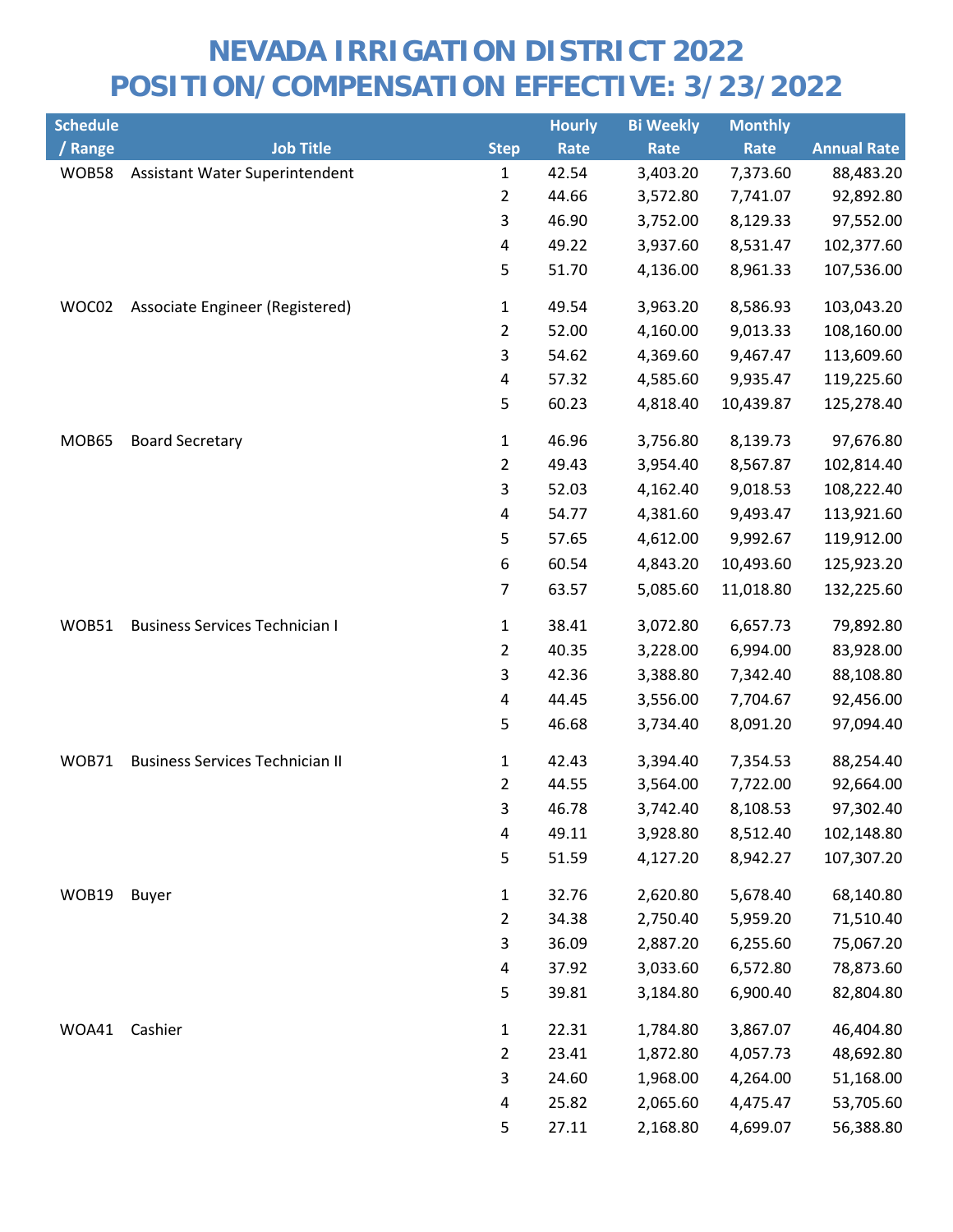# NEVADA IRRIGATION DISTRICT 2022
# POSITION/COMPENSATION EFFECTIVE: 3/23/2022

| Schedule / Range | Job Title | Step | Hourly Rate | Bi Weekly Rate | Monthly Rate | Annual Rate |
|---|---|---|---|---|---|---|
| WOB58 | Assistant Water Superintendent | 1 | 42.54 | 3,403.20 | 7,373.60 | 88,483.20 |
| | | 2 | 44.66 | 3,572.80 | 7,741.07 | 92,892.80 |
| | | 3 | 46.90 | 3,752.00 | 8,129.33 | 97,552.00 |
| | | 4 | 49.22 | 3,937.60 | 8,531.47 | 102,377.60 |
| | | 5 | 51.70 | 4,136.00 | 8,961.33 | 107,536.00 |
| WOC02 | Associate Engineer (Registered) | 1 | 49.54 | 3,963.20 | 8,586.93 | 103,043.20 |
| | | 2 | 52.00 | 4,160.00 | 9,013.33 | 108,160.00 |
| | | 3 | 54.62 | 4,369.60 | 9,467.47 | 113,609.60 |
| | | 4 | 57.32 | 4,585.60 | 9,935.47 | 119,225.60 |
| | | 5 | 60.23 | 4,818.40 | 10,439.87 | 125,278.40 |
| MOB65 | Board Secretary | 1 | 46.96 | 3,756.80 | 8,139.73 | 97,676.80 |
| | | 2 | 49.43 | 3,954.40 | 8,567.87 | 102,814.40 |
| | | 3 | 52.03 | 4,162.40 | 9,018.53 | 108,222.40 |
| | | 4 | 54.77 | 4,381.60 | 9,493.47 | 113,921.60 |
| | | 5 | 57.65 | 4,612.00 | 9,992.67 | 119,912.00 |
| | | 6 | 60.54 | 4,843.20 | 10,493.60 | 125,923.20 |
| | | 7 | 63.57 | 5,085.60 | 11,018.80 | 132,225.60 |
| WOB51 | Business Services Technician I | 1 | 38.41 | 3,072.80 | 6,657.73 | 79,892.80 |
| | | 2 | 40.35 | 3,228.00 | 6,994.00 | 83,928.00 |
| | | 3 | 42.36 | 3,388.80 | 7,342.40 | 88,108.80 |
| | | 4 | 44.45 | 3,556.00 | 7,704.67 | 92,456.00 |
| | | 5 | 46.68 | 3,734.40 | 8,091.20 | 97,094.40 |
| WOB71 | Business Services Technician II | 1 | 42.43 | 3,394.40 | 7,354.53 | 88,254.40 |
| | | 2 | 44.55 | 3,564.00 | 7,722.00 | 92,664.00 |
| | | 3 | 46.78 | 3,742.40 | 8,108.53 | 97,302.40 |
| | | 4 | 49.11 | 3,928.80 | 8,512.40 | 102,148.80 |
| | | 5 | 51.59 | 4,127.20 | 8,942.27 | 107,307.20 |
| WOB19 | Buyer | 1 | 32.76 | 2,620.80 | 5,678.40 | 68,140.80 |
| | | 2 | 34.38 | 2,750.40 | 5,959.20 | 71,510.40 |
| | | 3 | 36.09 | 2,887.20 | 6,255.60 | 75,067.20 |
| | | 4 | 37.92 | 3,033.60 | 6,572.80 | 78,873.60 |
| | | 5 | 39.81 | 3,184.80 | 6,900.40 | 82,804.80 |
| WOA41 | Cashier | 1 | 22.31 | 1,784.80 | 3,867.07 | 46,404.80 |
| | | 2 | 23.41 | 1,872.80 | 4,057.73 | 48,692.80 |
| | | 3 | 24.60 | 1,968.00 | 4,264.00 | 51,168.00 |
| | | 4 | 25.82 | 2,065.60 | 4,475.47 | 53,705.60 |
| | | 5 | 27.11 | 2,168.80 | 4,699.07 | 56,388.80 |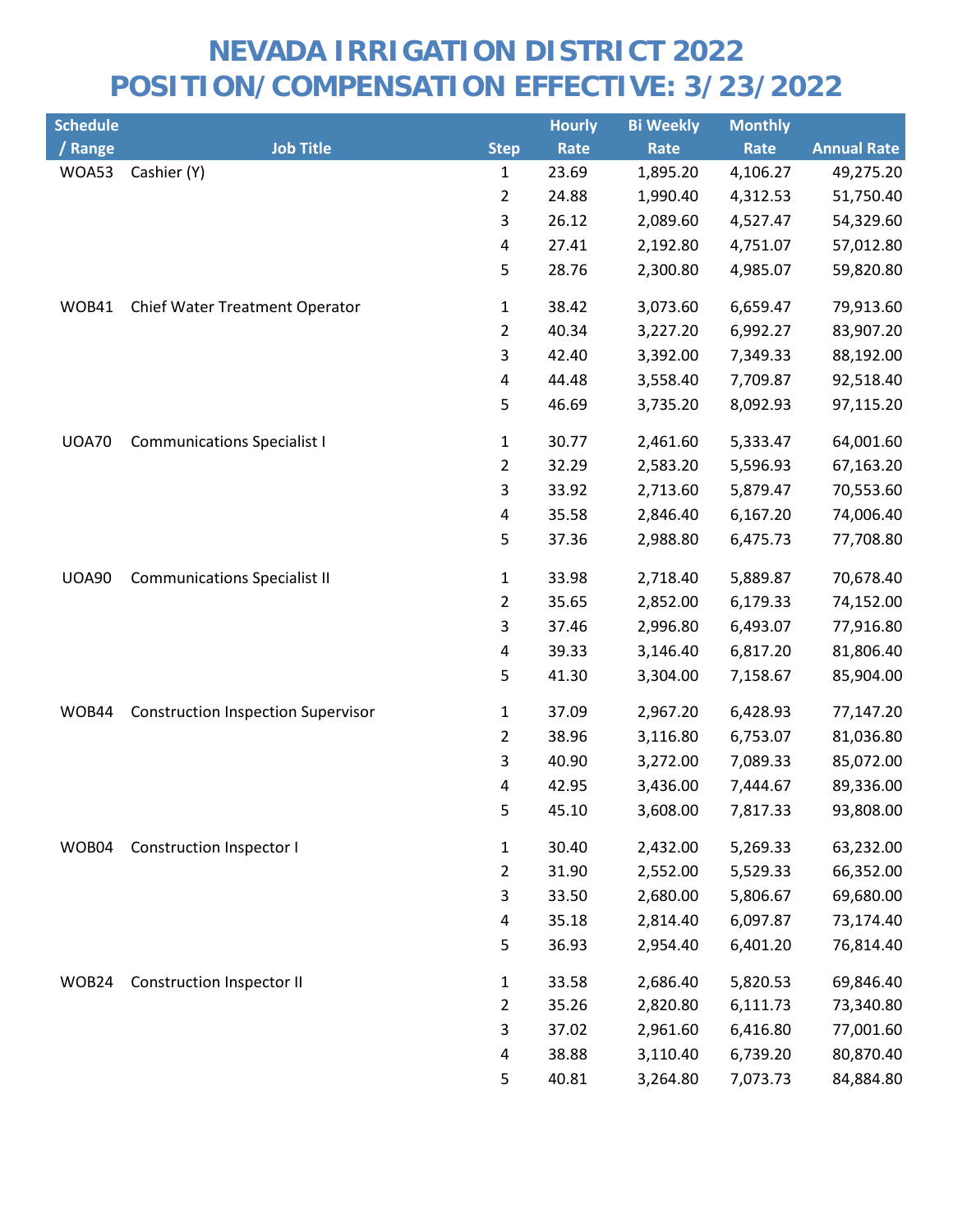# NEVADA IRRIGATION DISTRICT 2022
# POSITION/COMPENSATION EFFECTIVE: 3/23/2022

| Schedule / Range | Job Title | Step | Hourly Rate | Bi Weekly Rate | Monthly Rate | Annual Rate |
|---|---|---|---|---|---|---|
| WOA53 | Cashier (Y) | 1 | 23.69 | 1,895.20 | 4,106.27 | 49,275.20 |
| | | 2 | 24.88 | 1,990.40 | 4,312.53 | 51,750.40 |
| | | 3 | 26.12 | 2,089.60 | 4,527.47 | 54,329.60 |
| | | 4 | 27.41 | 2,192.80 | 4,751.07 | 57,012.80 |
| | | 5 | 28.76 | 2,300.80 | 4,985.07 | 59,820.80 |
| WOB41 | Chief Water Treatment Operator | 1 | 38.42 | 3,073.60 | 6,659.47 | 79,913.60 |
| | | 2 | 40.34 | 3,227.20 | 6,992.27 | 83,907.20 |
| | | 3 | 42.40 | 3,392.00 | 7,349.33 | 88,192.00 |
| | | 4 | 44.48 | 3,558.40 | 7,709.87 | 92,518.40 |
| | | 5 | 46.69 | 3,735.20 | 8,092.93 | 97,115.20 |
| UOA70 | Communications Specialist I | 1 | 30.77 | 2,461.60 | 5,333.47 | 64,001.60 |
| | | 2 | 32.29 | 2,583.20 | 5,596.93 | 67,163.20 |
| | | 3 | 33.92 | 2,713.60 | 5,879.47 | 70,553.60 |
| | | 4 | 35.58 | 2,846.40 | 6,167.20 | 74,006.40 |
| | | 5 | 37.36 | 2,988.80 | 6,475.73 | 77,708.80 |
| UOA90 | Communications Specialist II | 1 | 33.98 | 2,718.40 | 5,889.87 | 70,678.40 |
| | | 2 | 35.65 | 2,852.00 | 6,179.33 | 74,152.00 |
| | | 3 | 37.46 | 2,996.80 | 6,493.07 | 77,916.80 |
| | | 4 | 39.33 | 3,146.40 | 6,817.20 | 81,806.40 |
| | | 5 | 41.30 | 3,304.00 | 7,158.67 | 85,904.00 |
| WOB44 | Construction Inspection Supervisor | 1 | 37.09 | 2,967.20 | 6,428.93 | 77,147.20 |
| | | 2 | 38.96 | 3,116.80 | 6,753.07 | 81,036.80 |
| | | 3 | 40.90 | 3,272.00 | 7,089.33 | 85,072.00 |
| | | 4 | 42.95 | 3,436.00 | 7,444.67 | 89,336.00 |
| | | 5 | 45.10 | 3,608.00 | 7,817.33 | 93,808.00 |
| WOB04 | Construction Inspector I | 1 | 30.40 | 2,432.00 | 5,269.33 | 63,232.00 |
| | | 2 | 31.90 | 2,552.00 | 5,529.33 | 66,352.00 |
| | | 3 | 33.50 | 2,680.00 | 5,806.67 | 69,680.00 |
| | | 4 | 35.18 | 2,814.40 | 6,097.87 | 73,174.40 |
| | | 5 | 36.93 | 2,954.40 | 6,401.20 | 76,814.40 |
| WOB24 | Construction Inspector II | 1 | 33.58 | 2,686.40 | 5,820.53 | 69,846.40 |
| | | 2 | 35.26 | 2,820.80 | 6,111.73 | 73,340.80 |
| | | 3 | 37.02 | 2,961.60 | 6,416.80 | 77,001.60 |
| | | 4 | 38.88 | 3,110.40 | 6,739.20 | 80,870.40 |
| | | 5 | 40.81 | 3,264.80 | 7,073.73 | 84,884.80 |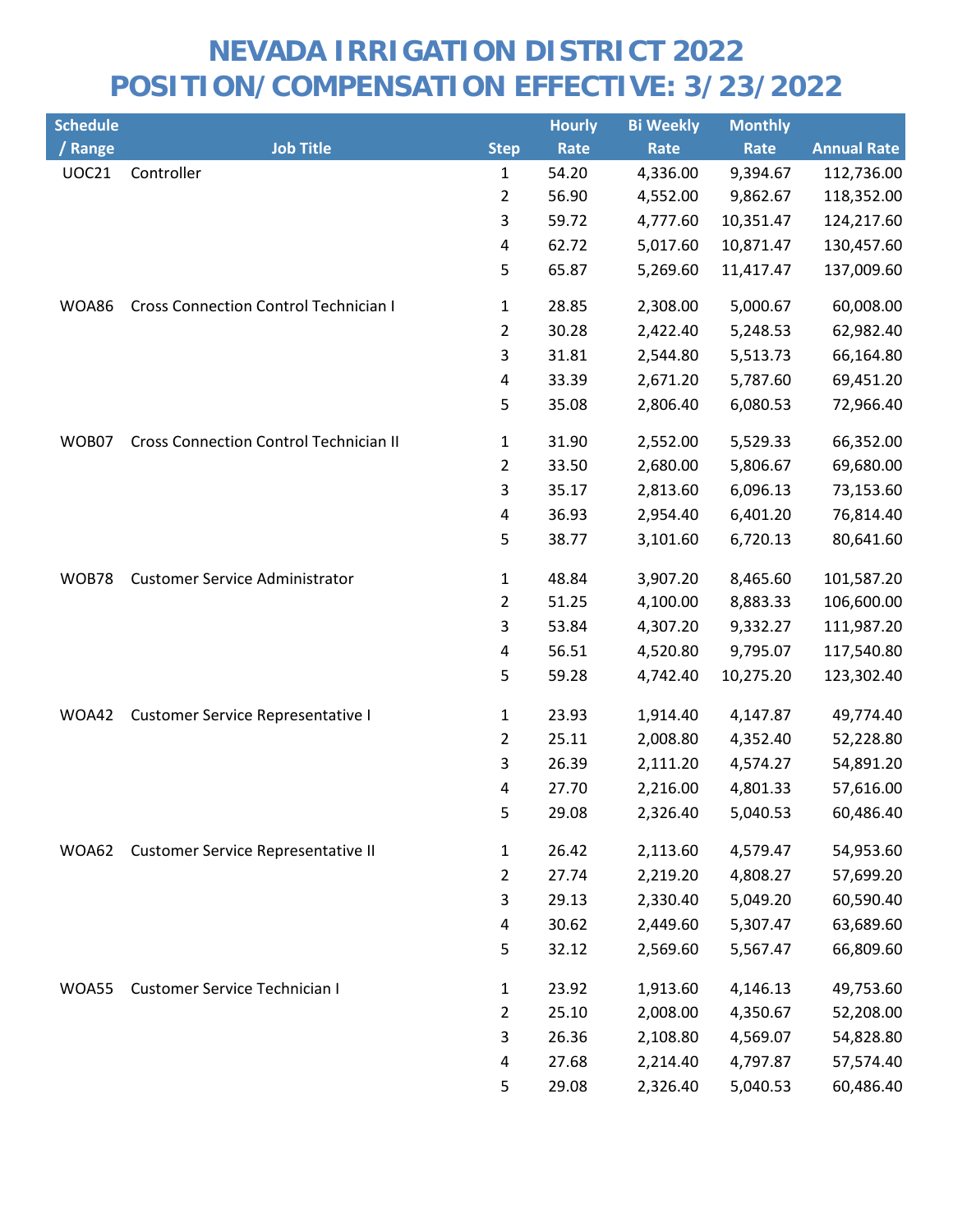# NEVADA IRRIGATION DISTRICT 2022
# POSITION/COMPENSATION EFFECTIVE: 3/23/2022

| Schedule / Range | Job Title | Step | Hourly Rate | Bi Weekly Rate | Monthly Rate | Annual Rate |
|---|---|---|---|---|---|---|
| UOC21 | Controller | 1 | 54.20 | 4,336.00 | 9,394.67 | 112,736.00 |
| | | 2 | 56.90 | 4,552.00 | 9,862.67 | 118,352.00 |
| | | 3 | 59.72 | 4,777.60 | 10,351.47 | 124,217.60 |
| | | 4 | 62.72 | 5,017.60 | 10,871.47 | 130,457.60 |
| | | 5 | 65.87 | 5,269.60 | 11,417.47 | 137,009.60 |
| WOA86 | Cross Connection Control Technician I | 1 | 28.85 | 2,308.00 | 5,000.67 | 60,008.00 |
| | | 2 | 30.28 | 2,422.40 | 5,248.53 | 62,982.40 |
| | | 3 | 31.81 | 2,544.80 | 5,513.73 | 66,164.80 |
| | | 4 | 33.39 | 2,671.20 | 5,787.60 | 69,451.20 |
| | | 5 | 35.08 | 2,806.40 | 6,080.53 | 72,966.40 |
| WOB07 | Cross Connection Control Technician II | 1 | 31.90 | 2,552.00 | 5,529.33 | 66,352.00 |
| | | 2 | 33.50 | 2,680.00 | 5,806.67 | 69,680.00 |
| | | 3 | 35.17 | 2,813.60 | 6,096.13 | 73,153.60 |
| | | 4 | 36.93 | 2,954.40 | 6,401.20 | 76,814.40 |
| | | 5 | 38.77 | 3,101.60 | 6,720.13 | 80,641.60 |
| WOB78 | Customer Service Administrator | 1 | 48.84 | 3,907.20 | 8,465.60 | 101,587.20 |
| | | 2 | 51.25 | 4,100.00 | 8,883.33 | 106,600.00 |
| | | 3 | 53.84 | 4,307.20 | 9,332.27 | 111,987.20 |
| | | 4 | 56.51 | 4,520.80 | 9,795.07 | 117,540.80 |
| | | 5 | 59.28 | 4,742.40 | 10,275.20 | 123,302.40 |
| WOA42 | Customer Service Representative I | 1 | 23.93 | 1,914.40 | 4,147.87 | 49,774.40 |
| | | 2 | 25.11 | 2,008.80 | 4,352.40 | 52,228.80 |
| | | 3 | 26.39 | 2,111.20 | 4,574.27 | 54,891.20 |
| | | 4 | 27.70 | 2,216.00 | 4,801.33 | 57,616.00 |
| | | 5 | 29.08 | 2,326.40 | 5,040.53 | 60,486.40 |
| WOA62 | Customer Service Representative II | 1 | 26.42 | 2,113.60 | 4,579.47 | 54,953.60 |
| | | 2 | 27.74 | 2,219.20 | 4,808.27 | 57,699.20 |
| | | 3 | 29.13 | 2,330.40 | 5,049.20 | 60,590.40 |
| | | 4 | 30.62 | 2,449.60 | 5,307.47 | 63,689.60 |
| | | 5 | 32.12 | 2,569.60 | 5,567.47 | 66,809.60 |
| WOA55 | Customer Service Technician I | 1 | 23.92 | 1,913.60 | 4,146.13 | 49,753.60 |
| | | 2 | 25.10 | 2,008.00 | 4,350.67 | 52,208.00 |
| | | 3 | 26.36 | 2,108.80 | 4,569.07 | 54,828.80 |
| | | 4 | 27.68 | 2,214.40 | 4,797.87 | 57,574.40 |
| | | 5 | 29.08 | 2,326.40 | 5,040.53 | 60,486.40 |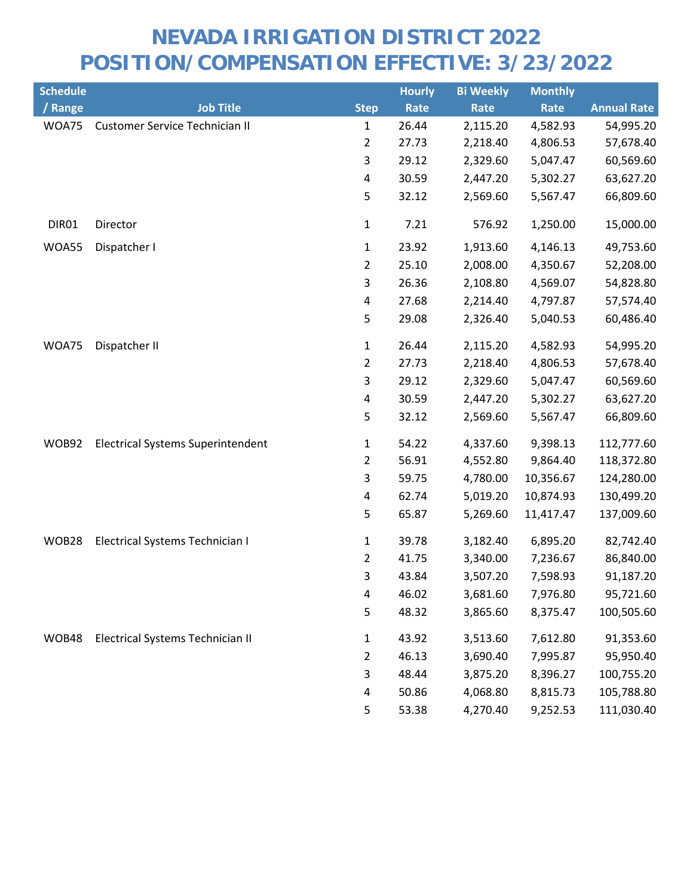# NEVADA IRRIGATION DISTRICT 2022
# POSITION/COMPENSATION EFFECTIVE: 3/23/2022

| Schedule / Range | Job Title | Step | Hourly Rate | Bi Weekly Rate | Monthly Rate | Annual Rate |
|---|---|---|---|---|---|---|
| WOA75 | Customer Service Technician II | 1 | 26.44 | 2,115.20 | 4,582.93 | 54,995.20 |
| | | 2 | 27.73 | 2,218.40 | 4,806.53 | 57,678.40 |
| | | 3 | 29.12 | 2,329.60 | 5,047.47 | 60,569.60 |
| | | 4 | 30.59 | 2,447.20 | 5,302.27 | 63,627.20 |
| | | 5 | 32.12 | 2,569.60 | 5,567.47 | 66,809.60 |
| DIR01 | Director | 1 | 7.21 | 576.92 | 1,250.00 | 15,000.00 |
| WOA55 | Dispatcher I | 1 | 23.92 | 1,913.60 | 4,146.13 | 49,753.60 |
| | | 2 | 25.10 | 2,008.00 | 4,350.67 | 52,208.00 |
| | | 3 | 26.36 | 2,108.80 | 4,569.07 | 54,828.80 |
| | | 4 | 27.68 | 2,214.40 | 4,797.87 | 57,574.40 |
| | | 5 | 29.08 | 2,326.40 | 5,040.53 | 60,486.40 |
| WOA75 | Dispatcher II | 1 | 26.44 | 2,115.20 | 4,582.93 | 54,995.20 |
| | | 2 | 27.73 | 2,218.40 | 4,806.53 | 57,678.40 |
| | | 3 | 29.12 | 2,329.60 | 5,047.47 | 60,569.60 |
| | | 4 | 30.59 | 2,447.20 | 5,302.27 | 63,627.20 |
| | | 5 | 32.12 | 2,569.60 | 5,567.47 | 66,809.60 |
| WOB92 | Electrical Systems Superintendent | 1 | 54.22 | 4,337.60 | 9,398.13 | 112,777.60 |
| | | 2 | 56.91 | 4,552.80 | 9,864.40 | 118,372.80 |
| | | 3 | 59.75 | 4,780.00 | 10,356.67 | 124,280.00 |
| | | 4 | 62.74 | 5,019.20 | 10,874.93 | 130,499.20 |
| | | 5 | 65.87 | 5,269.60 | 11,417.47 | 137,009.60 |
| WOB28 | Electrical Systems Technician I | 1 | 39.78 | 3,182.40 | 6,895.20 | 82,742.40 |
| | | 2 | 41.75 | 3,340.00 | 7,236.67 | 86,840.00 |
| | | 3 | 43.84 | 3,507.20 | 7,598.93 | 91,187.20 |
| | | 4 | 46.02 | 3,681.60 | 7,976.80 | 95,721.60 |
| | | 5 | 48.32 | 3,865.60 | 8,375.47 | 100,505.60 |
| WOB48 | Electrical Systems Technician II | 1 | 43.92 | 3,513.60 | 7,612.80 | 91,353.60 |
| | | 2 | 46.13 | 3,690.40 | 7,995.87 | 95,950.40 |
| | | 3 | 48.44 | 3,875.20 | 8,396.27 | 100,755.20 |
| | | 4 | 50.86 | 4,068.80 | 8,815.73 | 105,788.80 |
| | | 5 | 53.38 | 4,270.40 | 9,252.53 | 111,030.40 |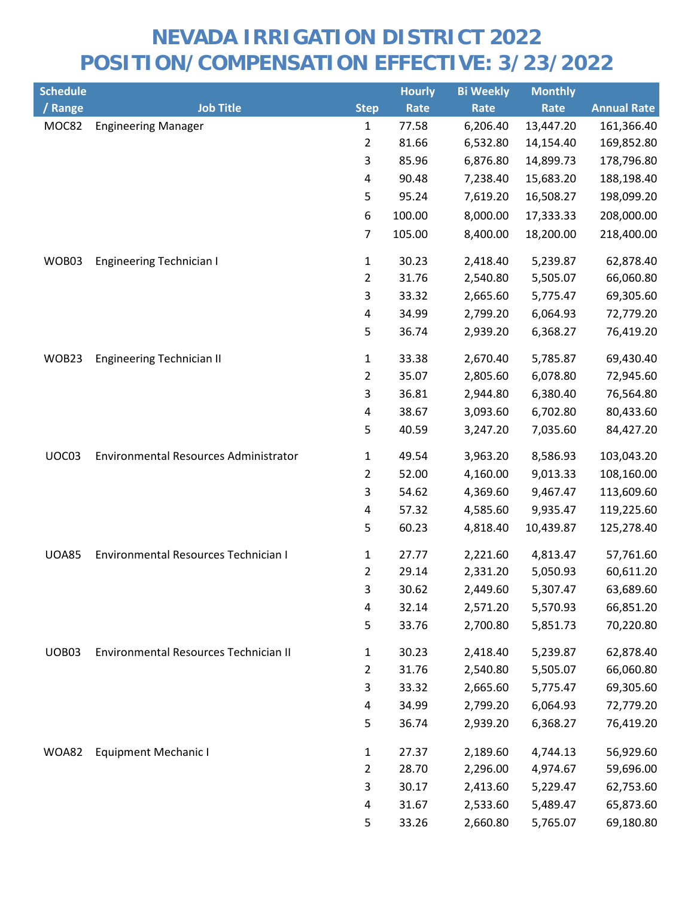# NEVADA IRRIGATION DISTRICT 2022
# POSITION/COMPENSATION EFFECTIVE: 3/23/2022

| Schedule / Range | Job Title | Step | Hourly Rate | Bi Weekly Rate | Monthly Rate | Annual Rate |
|---|---|---|---|---|---|---|
| MOC82 | Engineering Manager | 1 | 77.58 | 6,206.40 | 13,447.20 | 161,366.40 |
| | | 2 | 81.66 | 6,532.80 | 14,154.40 | 169,852.80 |
| | | 3 | 85.96 | 6,876.80 | 14,899.73 | 178,796.80 |
| | | 4 | 90.48 | 7,238.40 | 15,683.20 | 188,198.40 |
| | | 5 | 95.24 | 7,619.20 | 16,508.27 | 198,099.20 |
| | | 6 | 100.00 | 8,000.00 | 17,333.33 | 208,000.00 |
| | | 7 | 105.00 | 8,400.00 | 18,200.00 | 218,400.00 |
| WOB03 | Engineering Technician I | 1 | 30.23 | 2,418.40 | 5,239.87 | 62,878.40 |
| | | 2 | 31.76 | 2,540.80 | 5,505.07 | 66,060.80 |
| | | 3 | 33.32 | 2,665.60 | 5,775.47 | 69,305.60 |
| | | 4 | 34.99 | 2,799.20 | 6,064.93 | 72,779.20 |
| | | 5 | 36.74 | 2,939.20 | 6,368.27 | 76,419.20 |
| WOB23 | Engineering Technician II | 1 | 33.38 | 2,670.40 | 5,785.87 | 69,430.40 |
| | | 2 | 35.07 | 2,805.60 | 6,078.80 | 72,945.60 |
| | | 3 | 36.81 | 2,944.80 | 6,380.40 | 76,564.80 |
| | | 4 | 38.67 | 3,093.60 | 6,702.80 | 80,433.60 |
| | | 5 | 40.59 | 3,247.20 | 7,035.60 | 84,427.20 |
| UOC03 | Environmental Resources Administrator | 1 | 49.54 | 3,963.20 | 8,586.93 | 103,043.20 |
| | | 2 | 52.00 | 4,160.00 | 9,013.33 | 108,160.00 |
| | | 3 | 54.62 | 4,369.60 | 9,467.47 | 113,609.60 |
| | | 4 | 57.32 | 4,585.60 | 9,935.47 | 119,225.60 |
| | | 5 | 60.23 | 4,818.40 | 10,439.87 | 125,278.40 |
| UOA85 | Environmental Resources Technician I | 1 | 27.77 | 2,221.60 | 4,813.47 | 57,761.60 |
| | | 2 | 29.14 | 2,331.20 | 5,050.93 | 60,611.20 |
| | | 3 | 30.62 | 2,449.60 | 5,307.47 | 63,689.60 |
| | | 4 | 32.14 | 2,571.20 | 5,570.93 | 66,851.20 |
| | | 5 | 33.76 | 2,700.80 | 5,851.73 | 70,220.80 |
| UOB03 | Environmental Resources Technician II | 1 | 30.23 | 2,418.40 | 5,239.87 | 62,878.40 |
| | | 2 | 31.76 | 2,540.80 | 5,505.07 | 66,060.80 |
| | | 3 | 33.32 | 2,665.60 | 5,775.47 | 69,305.60 |
| | | 4 | 34.99 | 2,799.20 | 6,064.93 | 72,779.20 |
| | | 5 | 36.74 | 2,939.20 | 6,368.27 | 76,419.20 |
| WOA82 | Equipment Mechanic I | 1 | 27.37 | 2,189.60 | 4,744.13 | 56,929.60 |
| | | 2 | 28.70 | 2,296.00 | 4,974.67 | 59,696.00 |
| | | 3 | 30.17 | 2,413.60 | 5,229.47 | 62,753.60 |
| | | 4 | 31.67 | 2,533.60 | 5,489.47 | 65,873.60 |
| | | 5 | 33.26 | 2,660.80 | 5,765.07 | 69,180.80 |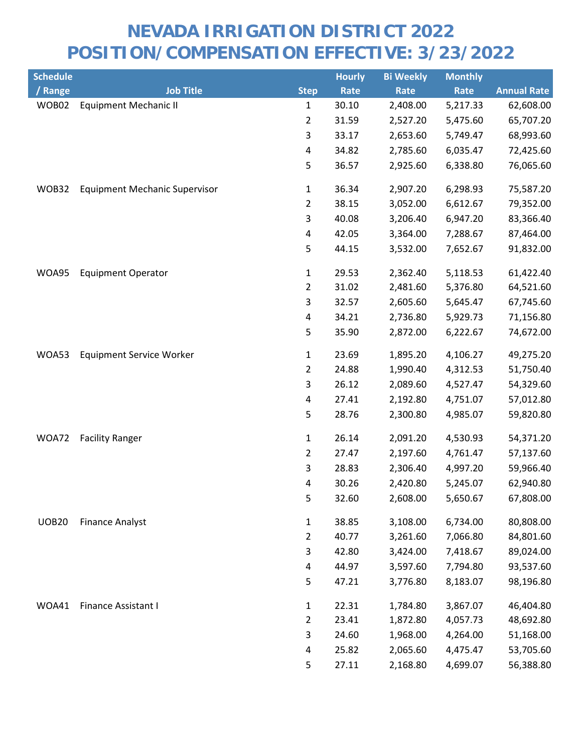# NEVADA IRRIGATION DISTRICT 2022
# POSITION/COMPENSATION EFFECTIVE: 3/23/2022

| Schedule / Range | Job Title | Step | Hourly Rate | Bi Weekly Rate | Monthly Rate | Annual Rate |
|---|---|---|---|---|---|---|
| WOB02 | Equipment Mechanic II | 1 | 30.10 | 2,408.00 | 5,217.33 | 62,608.00 |
| | | 2 | 31.59 | 2,527.20 | 5,475.60 | 65,707.20 |
| | | 3 | 33.17 | 2,653.60 | 5,749.47 | 68,993.60 |
| | | 4 | 34.82 | 2,785.60 | 6,035.47 | 72,425.60 |
| | | 5 | 36.57 | 2,925.60 | 6,338.80 | 76,065.60 |
| WOB32 | Equipment Mechanic Supervisor | 1 | 36.34 | 2,907.20 | 6,298.93 | 75,587.20 |
| | | 2 | 38.15 | 3,052.00 | 6,612.67 | 79,352.00 |
| | | 3 | 40.08 | 3,206.40 | 6,947.20 | 83,366.40 |
| | | 4 | 42.05 | 3,364.00 | 7,288.67 | 87,464.00 |
| | | 5 | 44.15 | 3,532.00 | 7,652.67 | 91,832.00 |
| WOA95 | Equipment Operator | 1 | 29.53 | 2,362.40 | 5,118.53 | 61,422.40 |
| | | 2 | 31.02 | 2,481.60 | 5,376.80 | 64,521.60 |
| | | 3 | 32.57 | 2,605.60 | 5,645.47 | 67,745.60 |
| | | 4 | 34.21 | 2,736.80 | 5,929.73 | 71,156.80 |
| | | 5 | 35.90 | 2,872.00 | 6,222.67 | 74,672.00 |
| WOA53 | Equipment Service Worker | 1 | 23.69 | 1,895.20 | 4,106.27 | 49,275.20 |
| | | 2 | 24.88 | 1,990.40 | 4,312.53 | 51,750.40 |
| | | 3 | 26.12 | 2,089.60 | 4,527.47 | 54,329.60 |
| | | 4 | 27.41 | 2,192.80 | 4,751.07 | 57,012.80 |
| | | 5 | 28.76 | 2,300.80 | 4,985.07 | 59,820.80 |
| WOA72 | Facility Ranger | 1 | 26.14 | 2,091.20 | 4,530.93 | 54,371.20 |
| | | 2 | 27.47 | 2,197.60 | 4,761.47 | 57,137.60 |
| | | 3 | 28.83 | 2,306.40 | 4,997.20 | 59,966.40 |
| | | 4 | 30.26 | 2,420.80 | 5,245.07 | 62,940.80 |
| | | 5 | 32.60 | 2,608.00 | 5,650.67 | 67,808.00 |
| UOB20 | Finance Analyst | 1 | 38.85 | 3,108.00 | 6,734.00 | 80,808.00 |
| | | 2 | 40.77 | 3,261.60 | 7,066.80 | 84,801.60 |
| | | 3 | 42.80 | 3,424.00 | 7,418.67 | 89,024.00 |
| | | 4 | 44.97 | 3,597.60 | 7,794.80 | 93,537.60 |
| | | 5 | 47.21 | 3,776.80 | 8,183.07 | 98,196.80 |
| WOA41 | Finance Assistant I | 1 | 22.31 | 1,784.80 | 3,867.07 | 46,404.80 |
| | | 2 | 23.41 | 1,872.80 | 4,057.73 | 48,692.80 |
| | | 3 | 24.60 | 1,968.00 | 4,264.00 | 51,168.00 |
| | | 4 | 25.82 | 2,065.60 | 4,475.47 | 53,705.60 |
| | | 5 | 27.11 | 2,168.80 | 4,699.07 | 56,388.80 |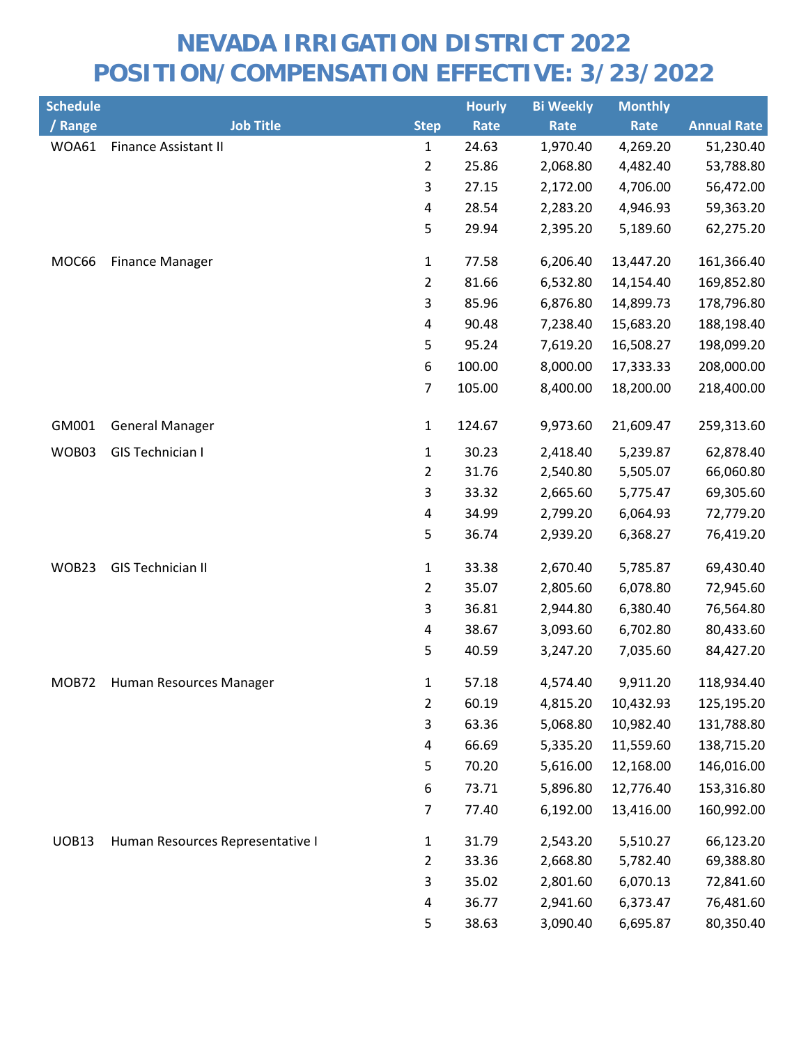# NEVADA IRRIGATION DISTRICT 2022
# POSITION/COMPENSATION EFFECTIVE: 3/23/2022

| Schedule / Range | Job Title | Step | Hourly Rate | Bi Weekly Rate | Monthly Rate | Annual Rate |
|---|---|---|---|---|---|---|
| WOA61 | Finance Assistant II | 1 | 24.63 | 1,970.40 | 4,269.20 | 51,230.40 |
| | | 2 | 25.86 | 2,068.80 | 4,482.40 | 53,788.80 |
| | | 3 | 27.15 | 2,172.00 | 4,706.00 | 56,472.00 |
| | | 4 | 28.54 | 2,283.20 | 4,946.93 | 59,363.20 |
| | | 5 | 29.94 | 2,395.20 | 5,189.60 | 62,275.20 |
| MOC66 | Finance Manager | 1 | 77.58 | 6,206.40 | 13,447.20 | 161,366.40 |
| | | 2 | 81.66 | 6,532.80 | 14,154.40 | 169,852.80 |
| | | 3 | 85.96 | 6,876.80 | 14,899.73 | 178,796.80 |
| | | 4 | 90.48 | 7,238.40 | 15,683.20 | 188,198.40 |
| | | 5 | 95.24 | 7,619.20 | 16,508.27 | 198,099.20 |
| | | 6 | 100.00 | 8,000.00 | 17,333.33 | 208,000.00 |
| | | 7 | 105.00 | 8,400.00 | 18,200.00 | 218,400.00 |
| GM001 | General Manager | 1 | 124.67 | 9,973.60 | 21,609.47 | 259,313.60 |
| WOB03 | GIS Technician I | 1 | 30.23 | 2,418.40 | 5,239.87 | 62,878.40 |
| | | 2 | 31.76 | 2,540.80 | 5,505.07 | 66,060.80 |
| | | 3 | 33.32 | 2,665.60 | 5,775.47 | 69,305.60 |
| | | 4 | 34.99 | 2,799.20 | 6,064.93 | 72,779.20 |
| | | 5 | 36.74 | 2,939.20 | 6,368.27 | 76,419.20 |
| WOB23 | GIS Technician II | 1 | 33.38 | 2,670.40 | 5,785.87 | 69,430.40 |
| | | 2 | 35.07 | 2,805.60 | 6,078.80 | 72,945.60 |
| | | 3 | 36.81 | 2,944.80 | 6,380.40 | 76,564.80 |
| | | 4 | 38.67 | 3,093.60 | 6,702.80 | 80,433.60 |
| | | 5 | 40.59 | 3,247.20 | 7,035.60 | 84,427.20 |
| MOB72 | Human Resources Manager | 1 | 57.18 | 4,574.40 | 9,911.20 | 118,934.40 |
| | | 2 | 60.19 | 4,815.20 | 10,432.93 | 125,195.20 |
| | | 3 | 63.36 | 5,068.80 | 10,982.40 | 131,788.80 |
| | | 4 | 66.69 | 5,335.20 | 11,559.60 | 138,715.20 |
| | | 5 | 70.20 | 5,616.00 | 12,168.00 | 146,016.00 |
| | | 6 | 73.71 | 5,896.80 | 12,776.40 | 153,316.80 |
| | | 7 | 77.40 | 6,192.00 | 13,416.00 | 160,992.00 |
| UOB13 | Human Resources Representative I | 1 | 31.79 | 2,543.20 | 5,510.27 | 66,123.20 |
| | | 2 | 33.36 | 2,668.80 | 5,782.40 | 69,388.80 |
| | | 3 | 35.02 | 2,801.60 | 6,070.13 | 72,841.60 |
| | | 4 | 36.77 | 2,941.60 | 6,373.47 | 76,481.60 |
| | | 5 | 38.63 | 3,090.40 | 6,695.87 | 80,350.40 |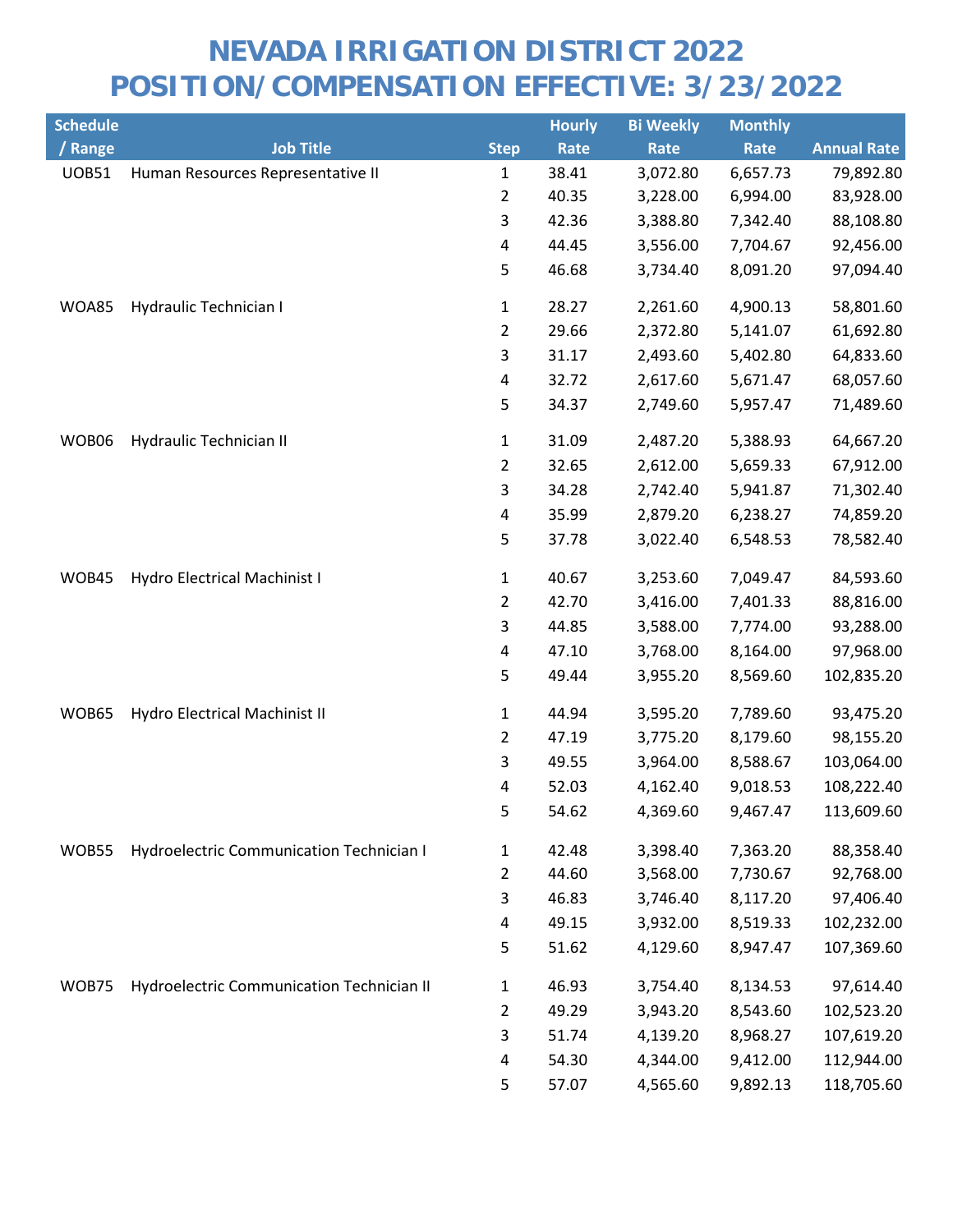# NEVADA IRRIGATION DISTRICT 2022
# POSITION/COMPENSATION EFFECTIVE: 3/23/2022

| Schedule / Range | Job Title | Step | Hourly Rate | Bi Weekly Rate | Monthly Rate | Annual Rate |
|---|---|---|---|---|---|---|
| UOB51 | Human Resources Representative II | 1 | 38.41 | 3,072.80 | 6,657.73 | 79,892.80 |
| | | 2 | 40.35 | 3,228.00 | 6,994.00 | 83,928.00 |
| | | 3 | 42.36 | 3,388.80 | 7,342.40 | 88,108.80 |
| | | 4 | 44.45 | 3,556.00 | 7,704.67 | 92,456.00 |
| | | 5 | 46.68 | 3,734.40 | 8,091.20 | 97,094.40 |
| WOA85 | Hydraulic Technician I | 1 | 28.27 | 2,261.60 | 4,900.13 | 58,801.60 |
| | | 2 | 29.66 | 2,372.80 | 5,141.07 | 61,692.80 |
| | | 3 | 31.17 | 2,493.60 | 5,402.80 | 64,833.60 |
| | | 4 | 32.72 | 2,617.60 | 5,671.47 | 68,057.60 |
| | | 5 | 34.37 | 2,749.60 | 5,957.47 | 71,489.60 |
| WOB06 | Hydraulic Technician II | 1 | 31.09 | 2,487.20 | 5,388.93 | 64,667.20 |
| | | 2 | 32.65 | 2,612.00 | 5,659.33 | 67,912.00 |
| | | 3 | 34.28 | 2,742.40 | 5,941.87 | 71,302.40 |
| | | 4 | 35.99 | 2,879.20 | 6,238.27 | 74,859.20 |
| | | 5 | 37.78 | 3,022.40 | 6,548.53 | 78,582.40 |
| WOB45 | Hydro Electrical Machinist I | 1 | 40.67 | 3,253.60 | 7,049.47 | 84,593.60 |
| | | 2 | 42.70 | 3,416.00 | 7,401.33 | 88,816.00 |
| | | 3 | 44.85 | 3,588.00 | 7,774.00 | 93,288.00 |
| | | 4 | 47.10 | 3,768.00 | 8,164.00 | 97,968.00 |
| | | 5 | 49.44 | 3,955.20 | 8,569.60 | 102,835.20 |
| WOB65 | Hydro Electrical Machinist II | 1 | 44.94 | 3,595.20 | 7,789.60 | 93,475.20 |
| | | 2 | 47.19 | 3,775.20 | 8,179.60 | 98,155.20 |
| | | 3 | 49.55 | 3,964.00 | 8,588.67 | 103,064.00 |
| | | 4 | 52.03 | 4,162.40 | 9,018.53 | 108,222.40 |
| | | 5 | 54.62 | 4,369.60 | 9,467.47 | 113,609.60 |
| WOB55 | Hydroelectric Communication Technician I | 1 | 42.48 | 3,398.40 | 7,363.20 | 88,358.40 |
| | | 2 | 44.60 | 3,568.00 | 7,730.67 | 92,768.00 |
| | | 3 | 46.83 | 3,746.40 | 8,117.20 | 97,406.40 |
| | | 4 | 49.15 | 3,932.00 | 8,519.33 | 102,232.00 |
| | | 5 | 51.62 | 4,129.60 | 8,947.47 | 107,369.60 |
| WOB75 | Hydroelectric Communication Technician II | 1 | 46.93 | 3,754.40 | 8,134.53 | 97,614.40 |
| | | 2 | 49.29 | 3,943.20 | 8,543.60 | 102,523.20 |
| | | 3 | 51.74 | 4,139.20 | 8,968.27 | 107,619.20 |
| | | 4 | 54.30 | 4,344.00 | 9,412.00 | 112,944.00 |
| | | 5 | 57.07 | 4,565.60 | 9,892.13 | 118,705.60 |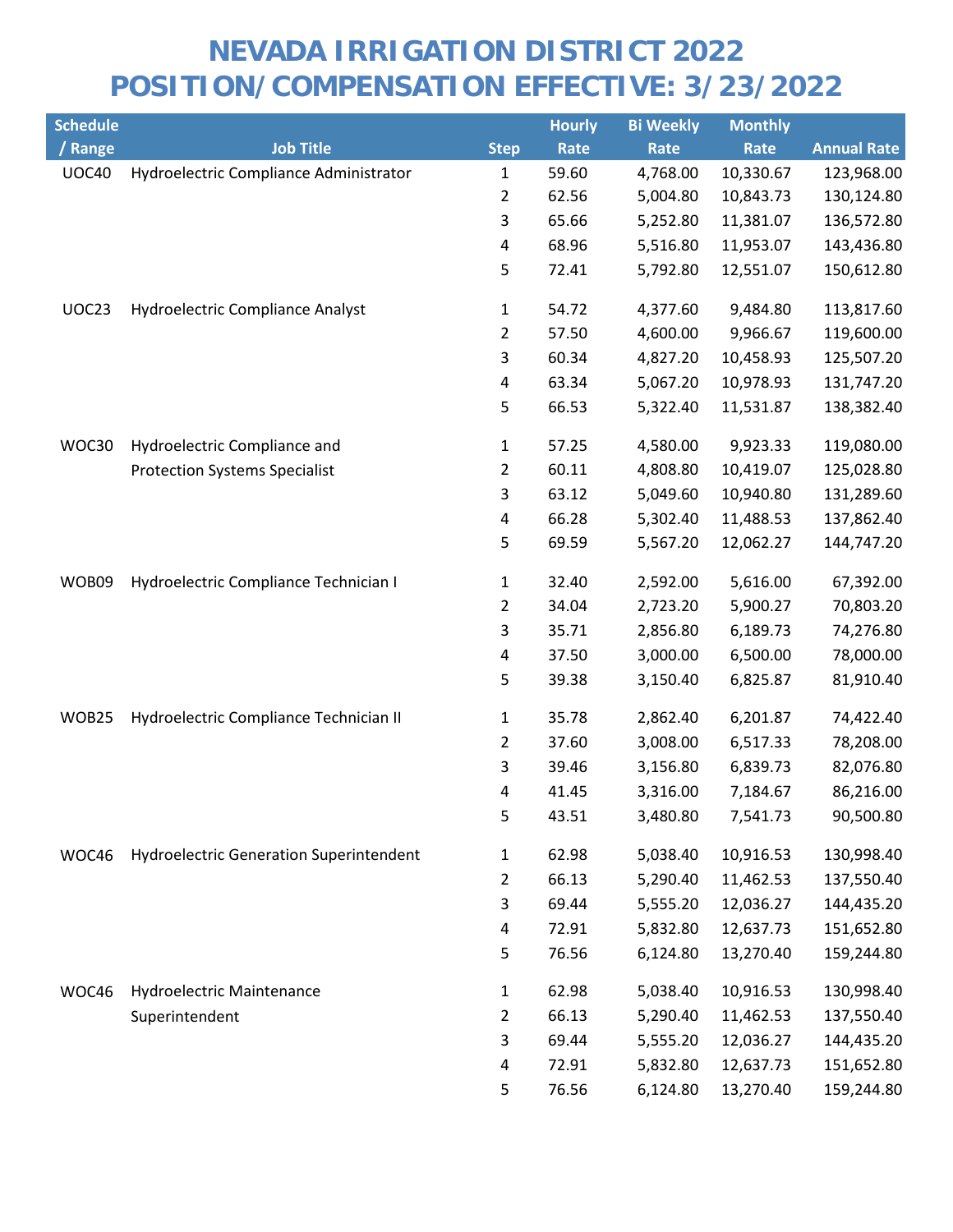# NEVADA IRRIGATION DISTRICT 2022
# POSITION/COMPENSATION EFFECTIVE: 3/23/2022

| Schedule / Range | Job Title | Step | Hourly Rate | Bi Weekly Rate | Monthly Rate | Annual Rate |
|---|---|---|---|---|---|---|
| UOC40 | Hydroelectric Compliance Administrator | 1 | 59.60 | 4,768.00 | 10,330.67 | 123,968.00 |
| | | 2 | 62.56 | 5,004.80 | 10,843.73 | 130,124.80 |
| | | 3 | 65.66 | 5,252.80 | 11,381.07 | 136,572.80 |
| | | 4 | 68.96 | 5,516.80 | 11,953.07 | 143,436.80 |
| | | 5 | 72.41 | 5,792.80 | 12,551.07 | 150,612.80 |
| UOC23 | Hydroelectric Compliance Analyst | 1 | 54.72 | 4,377.60 | 9,484.80 | 113,817.60 |
| | | 2 | 57.50 | 4,600.00 | 9,966.67 | 119,600.00 |
| | | 3 | 60.34 | 4,827.20 | 10,458.93 | 125,507.20 |
| | | 4 | 63.34 | 5,067.20 | 10,978.93 | 131,747.20 |
| | | 5 | 66.53 | 5,322.40 | 11,531.87 | 138,382.40 |
| WOC30 | Hydroelectric Compliance and Protection Systems Specialist | 1 | 57.25 | 4,580.00 | 9,923.33 | 119,080.00 |
| | | 2 | 60.11 | 4,808.80 | 10,419.07 | 125,028.80 |
| | | 3 | 63.12 | 5,049.60 | 10,940.80 | 131,289.60 |
| | | 4 | 66.28 | 5,302.40 | 11,488.53 | 137,862.40 |
| | | 5 | 69.59 | 5,567.20 | 12,062.27 | 144,747.20 |
| WOB09 | Hydroelectric Compliance Technician I | 1 | 32.40 | 2,592.00 | 5,616.00 | 67,392.00 |
| | | 2 | 34.04 | 2,723.20 | 5,900.27 | 70,803.20 |
| | | 3 | 35.71 | 2,856.80 | 6,189.73 | 74,276.80 |
| | | 4 | 37.50 | 3,000.00 | 6,500.00 | 78,000.00 |
| | | 5 | 39.38 | 3,150.40 | 6,825.87 | 81,910.40 |
| WOB25 | Hydroelectric Compliance Technician II | 1 | 35.78 | 2,862.40 | 6,201.87 | 74,422.40 |
| | | 2 | 37.60 | 3,008.00 | 6,517.33 | 78,208.00 |
| | | 3 | 39.46 | 3,156.80 | 6,839.73 | 82,076.80 |
| | | 4 | 41.45 | 3,316.00 | 7,184.67 | 86,216.00 |
| | | 5 | 43.51 | 3,480.80 | 7,541.73 | 90,500.80 |
| WOC46 | Hydroelectric Generation Superintendent | 1 | 62.98 | 5,038.40 | 10,916.53 | 130,998.40 |
| | | 2 | 66.13 | 5,290.40 | 11,462.53 | 137,550.40 |
| | | 3 | 69.44 | 5,555.20 | 12,036.27 | 144,435.20 |
| | | 4 | 72.91 | 5,832.80 | 12,637.73 | 151,652.80 |
| | | 5 | 76.56 | 6,124.80 | 13,270.40 | 159,244.80 |
| WOC46 | Hydroelectric Maintenance Superintendent | 1 | 62.98 | 5,038.40 | 10,916.53 | 130,998.40 |
| | | 2 | 66.13 | 5,290.40 | 11,462.53 | 137,550.40 |
| | | 3 | 69.44 | 5,555.20 | 12,036.27 | 144,435.20 |
| | | 4 | 72.91 | 5,832.80 | 12,637.73 | 151,652.80 |
| | | 5 | 76.56 | 6,124.80 | 13,270.40 | 159,244.80 |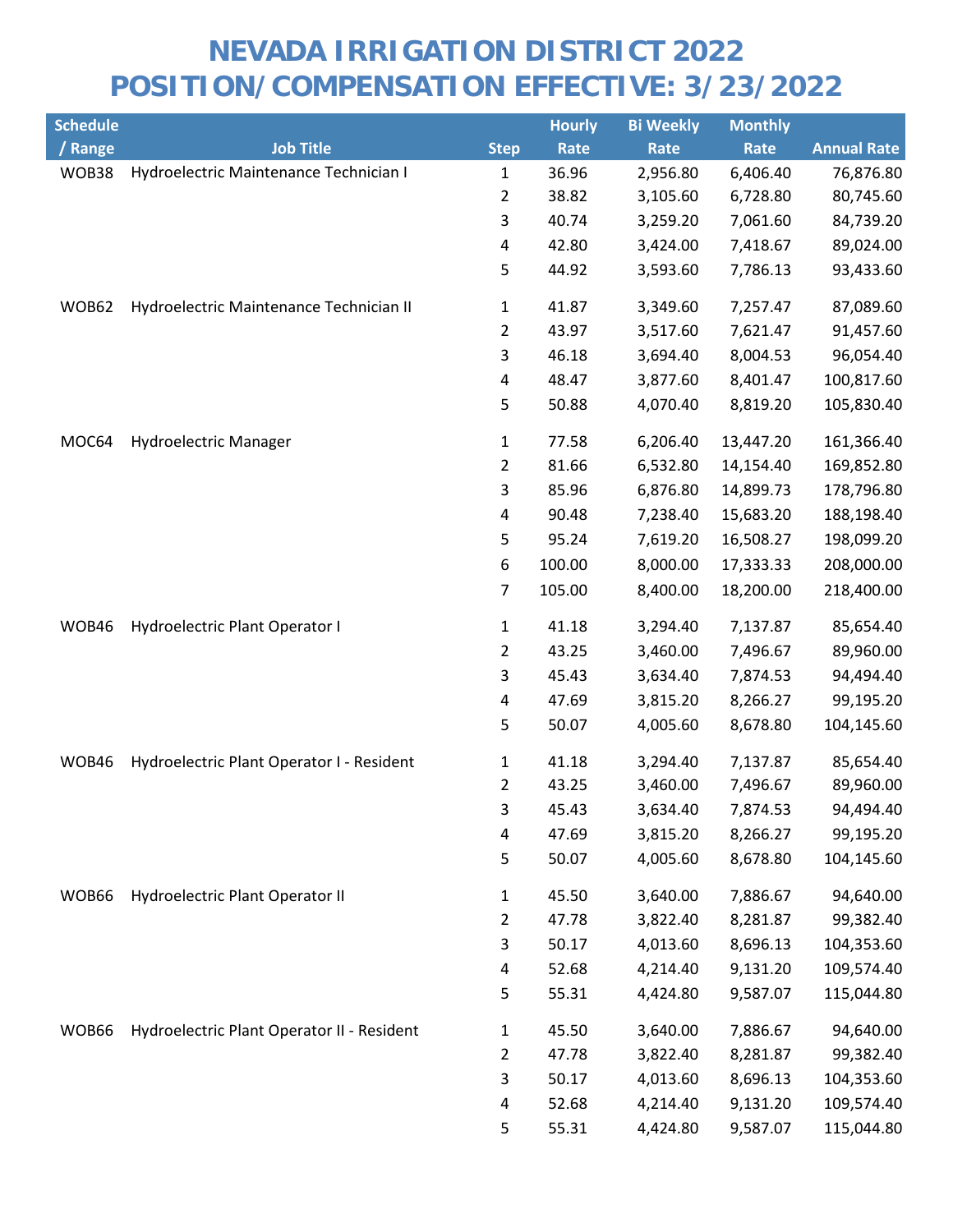# NEVADA IRRIGATION DISTRICT 2022
# POSITION/COMPENSATION EFFECTIVE: 3/23/2022

| Schedule / Range | Job Title | Step | Hourly Rate | Bi Weekly Rate | Monthly Rate | Annual Rate |
|---|---|---|---|---|---|---|
| WOB38 | Hydroelectric Maintenance Technician I | 1 | 36.96 | 2,956.80 | 6,406.40 | 76,876.80 |
| | | 2 | 38.82 | 3,105.60 | 6,728.80 | 80,745.60 |
| | | 3 | 40.74 | 3,259.20 | 7,061.60 | 84,739.20 |
| | | 4 | 42.80 | 3,424.00 | 7,418.67 | 89,024.00 |
| | | 5 | 44.92 | 3,593.60 | 7,786.13 | 93,433.60 |
| WOB62 | Hydroelectric Maintenance Technician II | 1 | 41.87 | 3,349.60 | 7,257.47 | 87,089.60 |
| | | 2 | 43.97 | 3,517.60 | 7,621.47 | 91,457.60 |
| | | 3 | 46.18 | 3,694.40 | 8,004.53 | 96,054.40 |
| | | 4 | 48.47 | 3,877.60 | 8,401.47 | 100,817.60 |
| | | 5 | 50.88 | 4,070.40 | 8,819.20 | 105,830.40 |
| MOC64 | Hydroelectric Manager | 1 | 77.58 | 6,206.40 | 13,447.20 | 161,366.40 |
| | | 2 | 81.66 | 6,532.80 | 14,154.40 | 169,852.80 |
| | | 3 | 85.96 | 6,876.80 | 14,899.73 | 178,796.80 |
| | | 4 | 90.48 | 7,238.40 | 15,683.20 | 188,198.40 |
| | | 5 | 95.24 | 7,619.20 | 16,508.27 | 198,099.20 |
| | | 6 | 100.00 | 8,000.00 | 17,333.33 | 208,000.00 |
| | | 7 | 105.00 | 8,400.00 | 18,200.00 | 218,400.00 |
| WOB46 | Hydroelectric Plant Operator I | 1 | 41.18 | 3,294.40 | 7,137.87 | 85,654.40 |
| | | 2 | 43.25 | 3,460.00 | 7,496.67 | 89,960.00 |
| | | 3 | 45.43 | 3,634.40 | 7,874.53 | 94,494.40 |
| | | 4 | 47.69 | 3,815.20 | 8,266.27 | 99,195.20 |
| | | 5 | 50.07 | 4,005.60 | 8,678.80 | 104,145.60 |
| WOB46 | Hydroelectric Plant Operator I - Resident | 1 | 41.18 | 3,294.40 | 7,137.87 | 85,654.40 |
| | | 2 | 43.25 | 3,460.00 | 7,496.67 | 89,960.00 |
| | | 3 | 45.43 | 3,634.40 | 7,874.53 | 94,494.40 |
| | | 4 | 47.69 | 3,815.20 | 8,266.27 | 99,195.20 |
| | | 5 | 50.07 | 4,005.60 | 8,678.80 | 104,145.60 |
| WOB66 | Hydroelectric Plant Operator II | 1 | 45.50 | 3,640.00 | 7,886.67 | 94,640.00 |
| | | 2 | 47.78 | 3,822.40 | 8,281.87 | 99,382.40 |
| | | 3 | 50.17 | 4,013.60 | 8,696.13 | 104,353.60 |
| | | 4 | 52.68 | 4,214.40 | 9,131.20 | 109,574.40 |
| | | 5 | 55.31 | 4,424.80 | 9,587.07 | 115,044.80 |
| WOB66 | Hydroelectric Plant Operator II - Resident | 1 | 45.50 | 3,640.00 | 7,886.67 | 94,640.00 |
| | | 2 | 47.78 | 3,822.40 | 8,281.87 | 99,382.40 |
| | | 3 | 50.17 | 4,013.60 | 8,696.13 | 104,353.60 |
| | | 4 | 52.68 | 4,214.40 | 9,131.20 | 109,574.40 |
| | | 5 | 55.31 | 4,424.80 | 9,587.07 | 115,044.80 |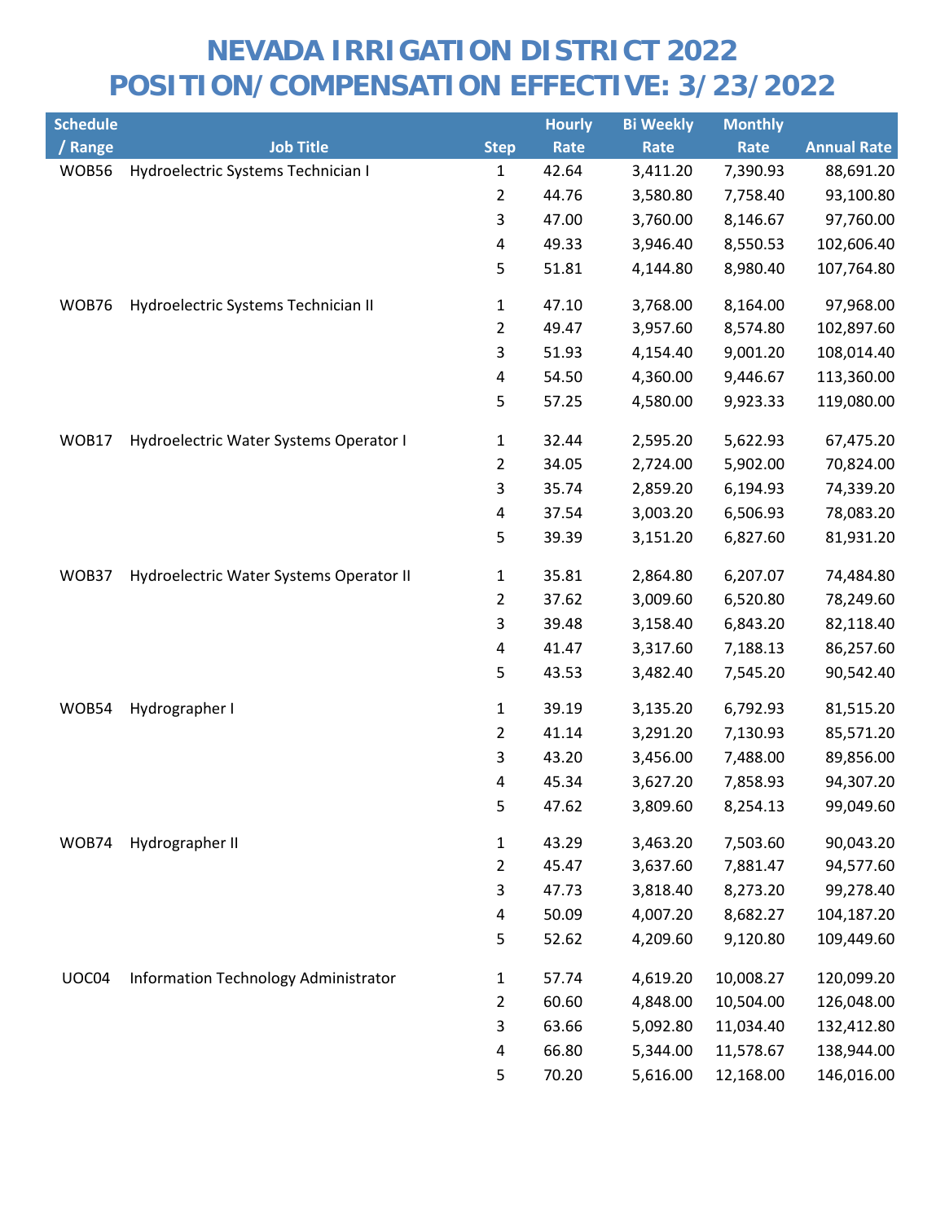# NEVADA IRRIGATION DISTRICT 2022
# POSITION/COMPENSATION EFFECTIVE: 3/23/2022

| Schedule / Range | Job Title | Step | Hourly Rate | Bi Weekly Rate | Monthly Rate | Annual Rate |
|---|---|---|---|---|---|---|
| WOB56 | Hydroelectric Systems Technician I | 1 | 42.64 | 3,411.20 | 7,390.93 | 88,691.20 |
| | | 2 | 44.76 | 3,580.80 | 7,758.40 | 93,100.80 |
| | | 3 | 47.00 | 3,760.00 | 8,146.67 | 97,760.00 |
| | | 4 | 49.33 | 3,946.40 | 8,550.53 | 102,606.40 |
| | | 5 | 51.81 | 4,144.80 | 8,980.40 | 107,764.80 |
| WOB76 | Hydroelectric Systems Technician II | 1 | 47.10 | 3,768.00 | 8,164.00 | 97,968.00 |
| | | 2 | 49.47 | 3,957.60 | 8,574.80 | 102,897.60 |
| | | 3 | 51.93 | 4,154.40 | 9,001.20 | 108,014.40 |
| | | 4 | 54.50 | 4,360.00 | 9,446.67 | 113,360.00 |
| | | 5 | 57.25 | 4,580.00 | 9,923.33 | 119,080.00 |
| WOB17 | Hydroelectric Water Systems Operator I | 1 | 32.44 | 2,595.20 | 5,622.93 | 67,475.20 |
| | | 2 | 34.05 | 2,724.00 | 5,902.00 | 70,824.00 |
| | | 3 | 35.74 | 2,859.20 | 6,194.93 | 74,339.20 |
| | | 4 | 37.54 | 3,003.20 | 6,506.93 | 78,083.20 |
| | | 5 | 39.39 | 3,151.20 | 6,827.60 | 81,931.20 |
| WOB37 | Hydroelectric Water Systems Operator II | 1 | 35.81 | 2,864.80 | 6,207.07 | 74,484.80 |
| | | 2 | 37.62 | 3,009.60 | 6,520.80 | 78,249.60 |
| | | 3 | 39.48 | 3,158.40 | 6,843.20 | 82,118.40 |
| | | 4 | 41.47 | 3,317.60 | 7,188.13 | 86,257.60 |
| | | 5 | 43.53 | 3,482.40 | 7,545.20 | 90,542.40 |
| WOB54 | Hydrographer I | 1 | 39.19 | 3,135.20 | 6,792.93 | 81,515.20 |
| | | 2 | 41.14 | 3,291.20 | 7,130.93 | 85,571.20 |
| | | 3 | 43.20 | 3,456.00 | 7,488.00 | 89,856.00 |
| | | 4 | 45.34 | 3,627.20 | 7,858.93 | 94,307.20 |
| | | 5 | 47.62 | 3,809.60 | 8,254.13 | 99,049.60 |
| WOB74 | Hydrographer II | 1 | 43.29 | 3,463.20 | 7,503.60 | 90,043.20 |
| | | 2 | 45.47 | 3,637.60 | 7,881.47 | 94,577.60 |
| | | 3 | 47.73 | 3,818.40 | 8,273.20 | 99,278.40 |
| | | 4 | 50.09 | 4,007.20 | 8,682.27 | 104,187.20 |
| | | 5 | 52.62 | 4,209.60 | 9,120.80 | 109,449.60 |
| UOC04 | Information Technology Administrator | 1 | 57.74 | 4,619.20 | 10,008.27 | 120,099.20 |
| | | 2 | 60.60 | 4,848.00 | 10,504.00 | 126,048.00 |
| | | 3 | 63.66 | 5,092.80 | 11,034.40 | 132,412.80 |
| | | 4 | 66.80 | 5,344.00 | 11,578.67 | 138,944.00 |
| | | 5 | 70.20 | 5,616.00 | 12,168.00 | 146,016.00 |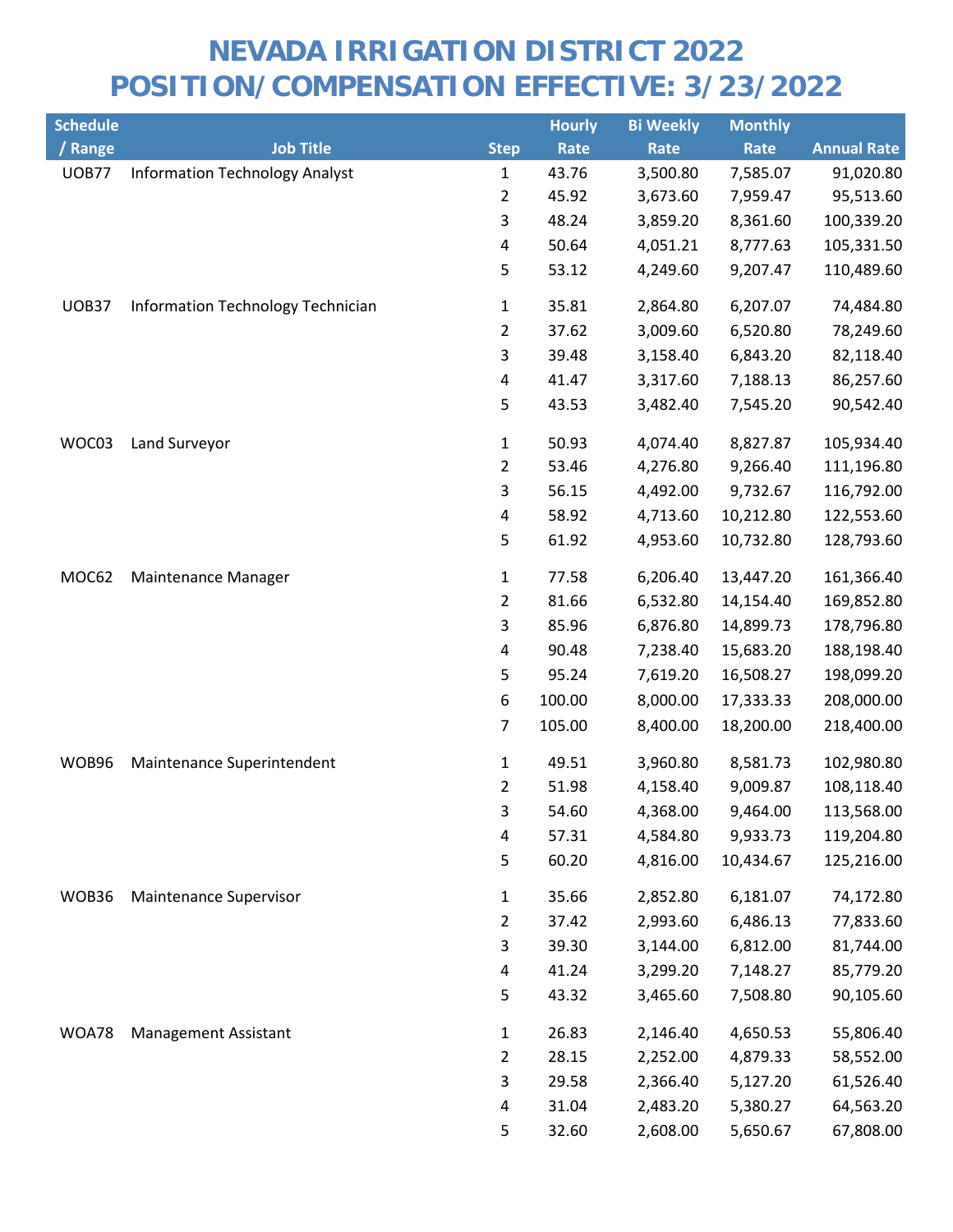# NEVADA IRRIGATION DISTRICT 2022
# POSITION/COMPENSATION EFFECTIVE: 3/23/2022

| Schedule / Range | Job Title | Step | Hourly Rate | Bi Weekly Rate | Monthly Rate | Annual Rate |
|---|---|---|---|---|---|---|
| UOB77 | Information Technology Analyst | 1 | 43.76 | 3,500.80 | 7,585.07 | 91,020.80 |
| | | 2 | 45.92 | 3,673.60 | 7,959.47 | 95,513.60 |
| | | 3 | 48.24 | 3,859.20 | 8,361.60 | 100,339.20 |
| | | 4 | 50.64 | 4,051.21 | 8,777.63 | 105,331.50 |
| | | 5 | 53.12 | 4,249.60 | 9,207.47 | 110,489.60 |
| UOB37 | Information Technology Technician | 1 | 35.81 | 2,864.80 | 6,207.07 | 74,484.80 |
| | | 2 | 37.62 | 3,009.60 | 6,520.80 | 78,249.60 |
| | | 3 | 39.48 | 3,158.40 | 6,843.20 | 82,118.40 |
| | | 4 | 41.47 | 3,317.60 | 7,188.13 | 86,257.60 |
| | | 5 | 43.53 | 3,482.40 | 7,545.20 | 90,542.40 |
| WOC03 | Land Surveyor | 1 | 50.93 | 4,074.40 | 8,827.87 | 105,934.40 |
| | | 2 | 53.46 | 4,276.80 | 9,266.40 | 111,196.80 |
| | | 3 | 56.15 | 4,492.00 | 9,732.67 | 116,792.00 |
| | | 4 | 58.92 | 4,713.60 | 10,212.80 | 122,553.60 |
| | | 5 | 61.92 | 4,953.60 | 10,732.80 | 128,793.60 |
| MOC62 | Maintenance Manager | 1 | 77.58 | 6,206.40 | 13,447.20 | 161,366.40 |
| | | 2 | 81.66 | 6,532.80 | 14,154.40 | 169,852.80 |
| | | 3 | 85.96 | 6,876.80 | 14,899.73 | 178,796.80 |
| | | 4 | 90.48 | 7,238.40 | 15,683.20 | 188,198.40 |
| | | 5 | 95.24 | 7,619.20 | 16,508.27 | 198,099.20 |
| | | 6 | 100.00 | 8,000.00 | 17,333.33 | 208,000.00 |
| | | 7 | 105.00 | 8,400.00 | 18,200.00 | 218,400.00 |
| WOB96 | Maintenance Superintendent | 1 | 49.51 | 3,960.80 | 8,581.73 | 102,980.80 |
| | | 2 | 51.98 | 4,158.40 | 9,009.87 | 108,118.40 |
| | | 3 | 54.60 | 4,368.00 | 9,464.00 | 113,568.00 |
| | | 4 | 57.31 | 4,584.80 | 9,933.73 | 119,204.80 |
| | | 5 | 60.20 | 4,816.00 | 10,434.67 | 125,216.00 |
| WOB36 | Maintenance Supervisor | 1 | 35.66 | 2,852.80 | 6,181.07 | 74,172.80 |
| | | 2 | 37.42 | 2,993.60 | 6,486.13 | 77,833.60 |
| | | 3 | 39.30 | 3,144.00 | 6,812.00 | 81,744.00 |
| | | 4 | 41.24 | 3,299.20 | 7,148.27 | 85,779.20 |
| | | 5 | 43.32 | 3,465.60 | 7,508.80 | 90,105.60 |
| WOA78 | Management Assistant | 1 | 26.83 | 2,146.40 | 4,650.53 | 55,806.40 |
| | | 2 | 28.15 | 2,252.00 | 4,879.33 | 58,552.00 |
| | | 3 | 29.58 | 2,366.40 | 5,127.20 | 61,526.40 |
| | | 4 | 31.04 | 2,483.20 | 5,380.27 | 64,563.20 |
| | | 5 | 32.60 | 2,608.00 | 5,650.67 | 67,808.00 |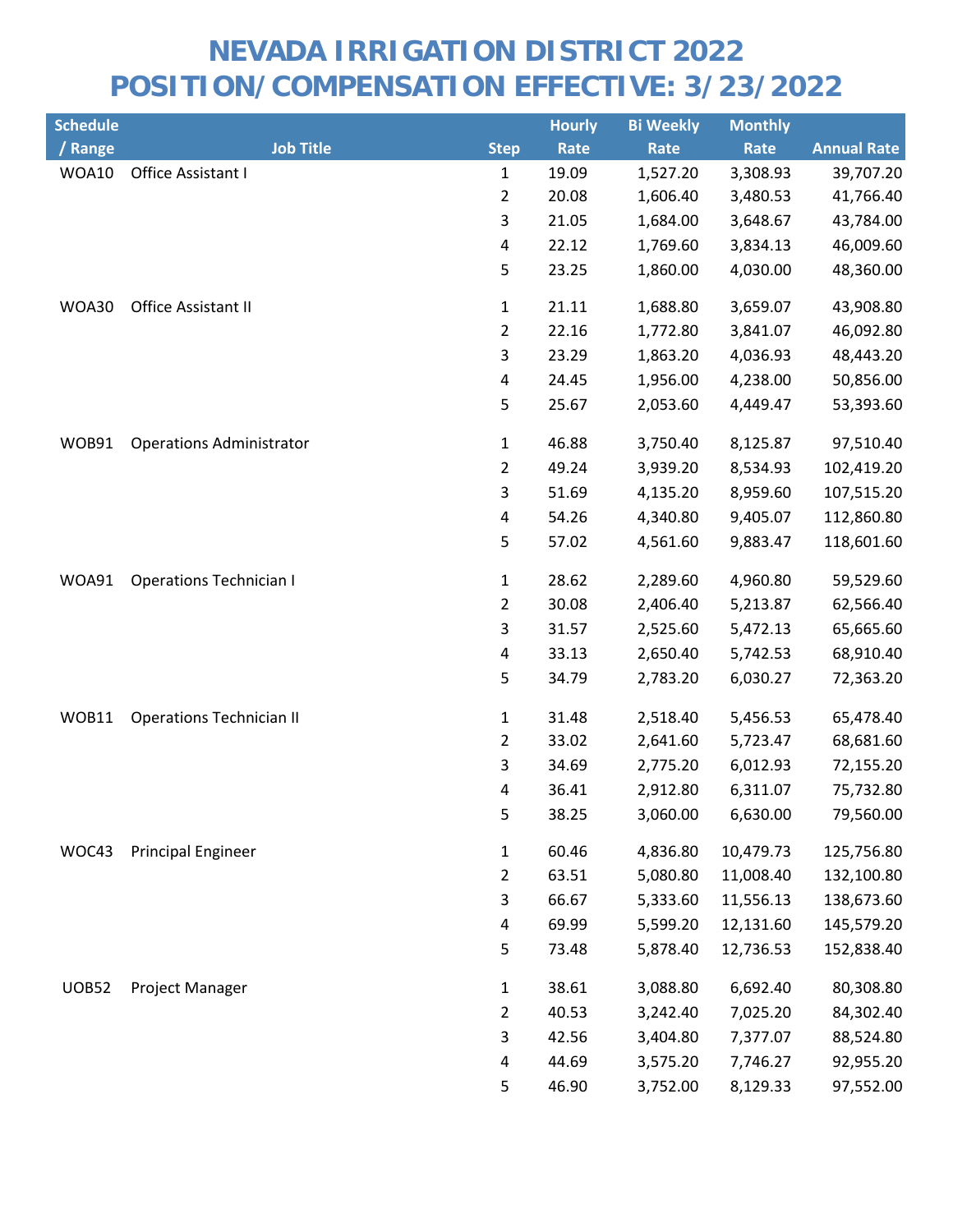# NEVADA IRRIGATION DISTRICT 2022
# POSITION/COMPENSATION EFFECTIVE: 3/23/2022

| Schedule / Range | Job Title | Step | Hourly Rate | Bi Weekly Rate | Monthly Rate | Annual Rate |
|---|---|---|---|---|---|---|
| WOA10 | Office Assistant I | 1 | 19.09 | 1,527.20 | 3,308.93 | 39,707.20 |
| | | 2 | 20.08 | 1,606.40 | 3,480.53 | 41,766.40 |
| | | 3 | 21.05 | 1,684.00 | 3,648.67 | 43,784.00 |
| | | 4 | 22.12 | 1,769.60 | 3,834.13 | 46,009.60 |
| | | 5 | 23.25 | 1,860.00 | 4,030.00 | 48,360.00 |
| WOA30 | Office Assistant II | 1 | 21.11 | 1,688.80 | 3,659.07 | 43,908.80 |
| | | 2 | 22.16 | 1,772.80 | 3,841.07 | 46,092.80 |
| | | 3 | 23.29 | 1,863.20 | 4,036.93 | 48,443.20 |
| | | 4 | 24.45 | 1,956.00 | 4,238.00 | 50,856.00 |
| | | 5 | 25.67 | 2,053.60 | 4,449.47 | 53,393.60 |
| WOB91 | Operations Administrator | 1 | 46.88 | 3,750.40 | 8,125.87 | 97,510.40 |
| | | 2 | 49.24 | 3,939.20 | 8,534.93 | 102,419.20 |
| | | 3 | 51.69 | 4,135.20 | 8,959.60 | 107,515.20 |
| | | 4 | 54.26 | 4,340.80 | 9,405.07 | 112,860.80 |
| | | 5 | 57.02 | 4,561.60 | 9,883.47 | 118,601.60 |
| WOA91 | Operations Technician I | 1 | 28.62 | 2,289.60 | 4,960.80 | 59,529.60 |
| | | 2 | 30.08 | 2,406.40 | 5,213.87 | 62,566.40 |
| | | 3 | 31.57 | 2,525.60 | 5,472.13 | 65,665.60 |
| | | 4 | 33.13 | 2,650.40 | 5,742.53 | 68,910.40 |
| | | 5 | 34.79 | 2,783.20 | 6,030.27 | 72,363.20 |
| WOB11 | Operations Technician II | 1 | 31.48 | 2,518.40 | 5,456.53 | 65,478.40 |
| | | 2 | 33.02 | 2,641.60 | 5,723.47 | 68,681.60 |
| | | 3 | 34.69 | 2,775.20 | 6,012.93 | 72,155.20 |
| | | 4 | 36.41 | 2,912.80 | 6,311.07 | 75,732.80 |
| | | 5 | 38.25 | 3,060.00 | 6,630.00 | 79,560.00 |
| WOC43 | Principal Engineer | 1 | 60.46 | 4,836.80 | 10,479.73 | 125,756.80 |
| | | 2 | 63.51 | 5,080.80 | 11,008.40 | 132,100.80 |
| | | 3 | 66.67 | 5,333.60 | 11,556.13 | 138,673.60 |
| | | 4 | 69.99 | 5,599.20 | 12,131.60 | 145,579.20 |
| | | 5 | 73.48 | 5,878.40 | 12,736.53 | 152,838.40 |
| UOB52 | Project Manager | 1 | 38.61 | 3,088.80 | 6,692.40 | 80,308.80 |
| | | 2 | 40.53 | 3,242.40 | 7,025.20 | 84,302.40 |
| | | 3 | 42.56 | 3,404.80 | 7,377.07 | 88,524.80 |
| | | 4 | 44.69 | 3,575.20 | 7,746.27 | 92,955.20 |
| | | 5 | 46.90 | 3,752.00 | 8,129.33 | 97,552.00 |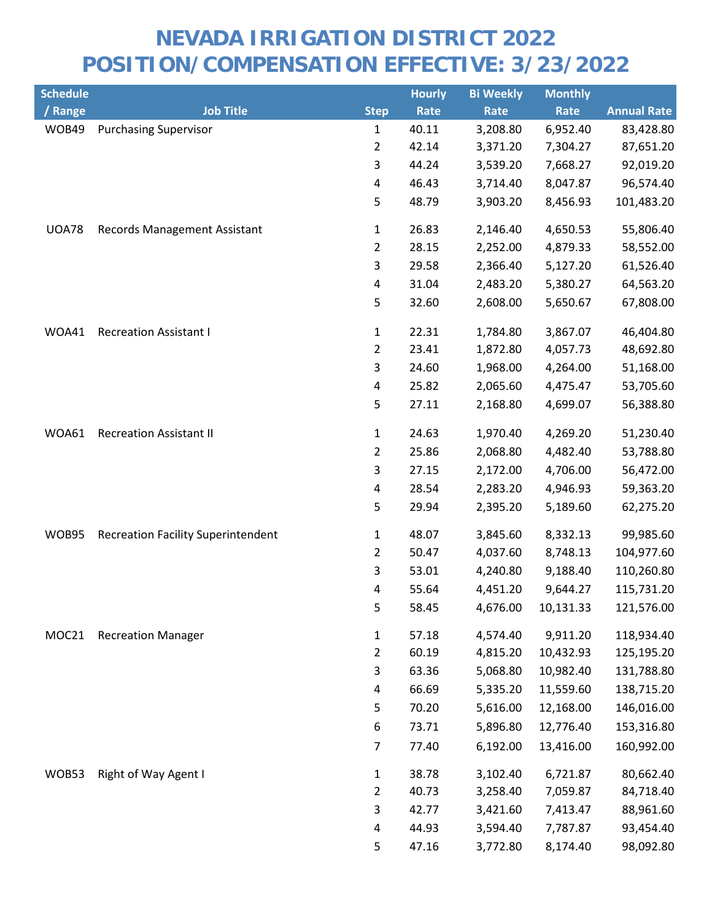# NEVADA IRRIGATION DISTRICT 2022
# POSITION/COMPENSATION EFFECTIVE: 3/23/2022

| Schedule / Range | Job Title | Step | Hourly Rate | Bi Weekly Rate | Monthly Rate | Annual Rate |
|---|---|---|---|---|---|---|
| WOB49 | Purchasing Supervisor | 1 | 40.11 | 3,208.80 | 6,952.40 | 83,428.80 |
| | | 2 | 42.14 | 3,371.20 | 7,304.27 | 87,651.20 |
| | | 3 | 44.24 | 3,539.20 | 7,668.27 | 92,019.20 |
| | | 4 | 46.43 | 3,714.40 | 8,047.87 | 96,574.40 |
| | | 5 | 48.79 | 3,903.20 | 8,456.93 | 101,483.20 |
| UOA78 | Records Management Assistant | 1 | 26.83 | 2,146.40 | 4,650.53 | 55,806.40 |
| | | 2 | 28.15 | 2,252.00 | 4,879.33 | 58,552.00 |
| | | 3 | 29.58 | 2,366.40 | 5,127.20 | 61,526.40 |
| | | 4 | 31.04 | 2,483.20 | 5,380.27 | 64,563.20 |
| | | 5 | 32.60 | 2,608.00 | 5,650.67 | 67,808.00 |
| WOA41 | Recreation Assistant I | 1 | 22.31 | 1,784.80 | 3,867.07 | 46,404.80 |
| | | 2 | 23.41 | 1,872.80 | 4,057.73 | 48,692.80 |
| | | 3 | 24.60 | 1,968.00 | 4,264.00 | 51,168.00 |
| | | 4 | 25.82 | 2,065.60 | 4,475.47 | 53,705.60 |
| | | 5 | 27.11 | 2,168.80 | 4,699.07 | 56,388.80 |
| WOA61 | Recreation Assistant II | 1 | 24.63 | 1,970.40 | 4,269.20 | 51,230.40 |
| | | 2 | 25.86 | 2,068.80 | 4,482.40 | 53,788.80 |
| | | 3 | 27.15 | 2,172.00 | 4,706.00 | 56,472.00 |
| | | 4 | 28.54 | 2,283.20 | 4,946.93 | 59,363.20 |
| | | 5 | 29.94 | 2,395.20 | 5,189.60 | 62,275.20 |
| WOB95 | Recreation Facility Superintendent | 1 | 48.07 | 3,845.60 | 8,332.13 | 99,985.60 |
| | | 2 | 50.47 | 4,037.60 | 8,748.13 | 104,977.60 |
| | | 3 | 53.01 | 4,240.80 | 9,188.40 | 110,260.80 |
| | | 4 | 55.64 | 4,451.20 | 9,644.27 | 115,731.20 |
| | | 5 | 58.45 | 4,676.00 | 10,131.33 | 121,576.00 |
| MOC21 | Recreation Manager | 1 | 57.18 | 4,574.40 | 9,911.20 | 118,934.40 |
| | | 2 | 60.19 | 4,815.20 | 10,432.93 | 125,195.20 |
| | | 3 | 63.36 | 5,068.80 | 10,982.40 | 131,788.80 |
| | | 4 | 66.69 | 5,335.20 | 11,559.60 | 138,715.20 |
| | | 5 | 70.20 | 5,616.00 | 12,168.00 | 146,016.00 |
| | | 6 | 73.71 | 5,896.80 | 12,776.40 | 153,316.80 |
| | | 7 | 77.40 | 6,192.00 | 13,416.00 | 160,992.00 |
| WOB53 | Right of Way Agent I | 1 | 38.78 | 3,102.40 | 6,721.87 | 80,662.40 |
| | | 2 | 40.73 | 3,258.40 | 7,059.87 | 84,718.40 |
| | | 3 | 42.77 | 3,421.60 | 7,413.47 | 88,961.60 |
| | | 4 | 44.93 | 3,594.40 | 7,787.87 | 93,454.40 |
| | | 5 | 47.16 | 3,772.80 | 8,174.40 | 98,092.80 |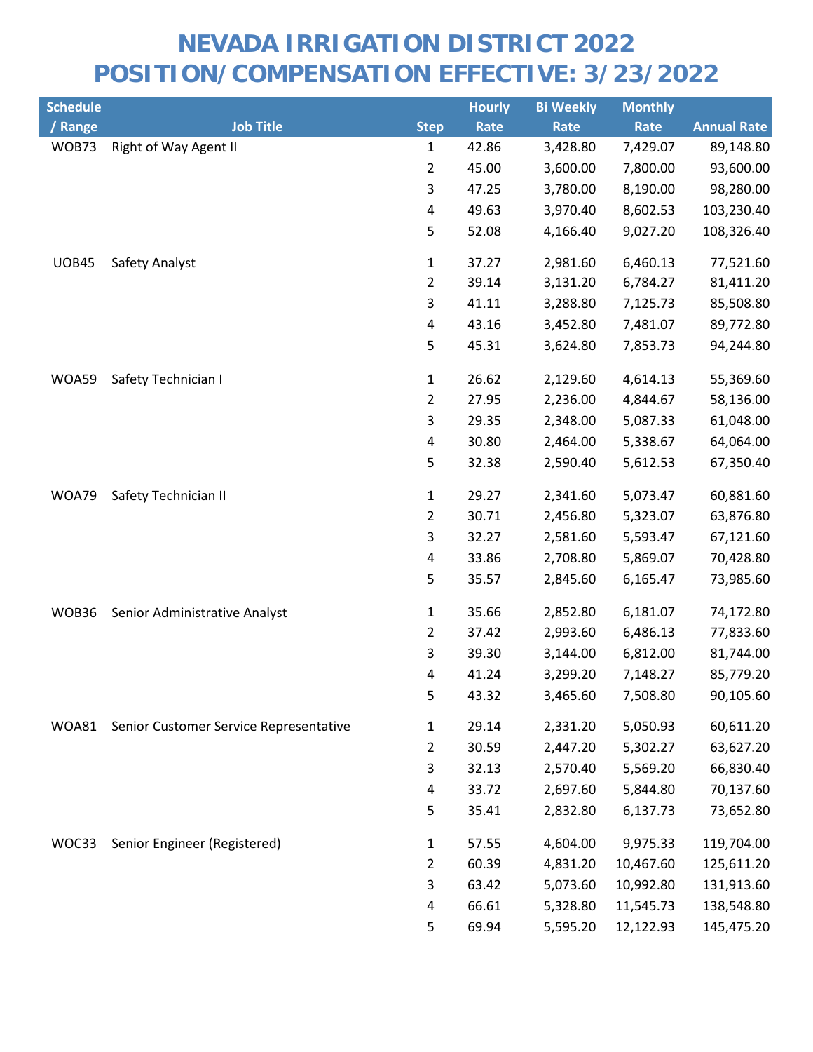# NEVADA IRRIGATION DISTRICT 2022
# POSITION/COMPENSATION EFFECTIVE: 3/23/2022

| Schedule / Range | Job Title | Step | Hourly Rate | Bi Weekly Rate | Monthly Rate | Annual Rate |
|---|---|---|---|---|---|---|
| WOB73 | Right of Way Agent II | 1 | 42.86 | 3,428.80 | 7,429.07 | 89,148.80 |
| | | 2 | 45.00 | 3,600.00 | 7,800.00 | 93,600.00 |
| | | 3 | 47.25 | 3,780.00 | 8,190.00 | 98,280.00 |
| | | 4 | 49.63 | 3,970.40 | 8,602.53 | 103,230.40 |
| | | 5 | 52.08 | 4,166.40 | 9,027.20 | 108,326.40 |
| UOB45 | Safety Analyst | 1 | 37.27 | 2,981.60 | 6,460.13 | 77,521.60 |
| | | 2 | 39.14 | 3,131.20 | 6,784.27 | 81,411.20 |
| | | 3 | 41.11 | 3,288.80 | 7,125.73 | 85,508.80 |
| | | 4 | 43.16 | 3,452.80 | 7,481.07 | 89,772.80 |
| | | 5 | 45.31 | 3,624.80 | 7,853.73 | 94,244.80 |
| WOA59 | Safety Technician I | 1 | 26.62 | 2,129.60 | 4,614.13 | 55,369.60 |
| | | 2 | 27.95 | 2,236.00 | 4,844.67 | 58,136.00 |
| | | 3 | 29.35 | 2,348.00 | 5,087.33 | 61,048.00 |
| | | 4 | 30.80 | 2,464.00 | 5,338.67 | 64,064.00 |
| | | 5 | 32.38 | 2,590.40 | 5,612.53 | 67,350.40 |
| WOA79 | Safety Technician II | 1 | 29.27 | 2,341.60 | 5,073.47 | 60,881.60 |
| | | 2 | 30.71 | 2,456.80 | 5,323.07 | 63,876.80 |
| | | 3 | 32.27 | 2,581.60 | 5,593.47 | 67,121.60 |
| | | 4 | 33.86 | 2,708.80 | 5,869.07 | 70,428.80 |
| | | 5 | 35.57 | 2,845.60 | 6,165.47 | 73,985.60 |
| WOB36 | Senior Administrative Analyst | 1 | 35.66 | 2,852.80 | 6,181.07 | 74,172.80 |
| | | 2 | 37.42 | 2,993.60 | 6,486.13 | 77,833.60 |
| | | 3 | 39.30 | 3,144.00 | 6,812.00 | 81,744.00 |
| | | 4 | 41.24 | 3,299.20 | 7,148.27 | 85,779.20 |
| | | 5 | 43.32 | 3,465.60 | 7,508.80 | 90,105.60 |
| WOA81 | Senior Customer Service Representative | 1 | 29.14 | 2,331.20 | 5,050.93 | 60,611.20 |
| | | 2 | 30.59 | 2,447.20 | 5,302.27 | 63,627.20 |
| | | 3 | 32.13 | 2,570.40 | 5,569.20 | 66,830.40 |
| | | 4 | 33.72 | 2,697.60 | 5,844.80 | 70,137.60 |
| | | 5 | 35.41 | 2,832.80 | 6,137.73 | 73,652.80 |
| WOC33 | Senior Engineer (Registered) | 1 | 57.55 | 4,604.00 | 9,975.33 | 119,704.00 |
| | | 2 | 60.39 | 4,831.20 | 10,467.60 | 125,611.20 |
| | | 3 | 63.42 | 5,073.60 | 10,992.80 | 131,913.60 |
| | | 4 | 66.61 | 5,328.80 | 11,545.73 | 138,548.80 |
| | | 5 | 69.94 | 5,595.20 | 12,122.93 | 145,475.20 |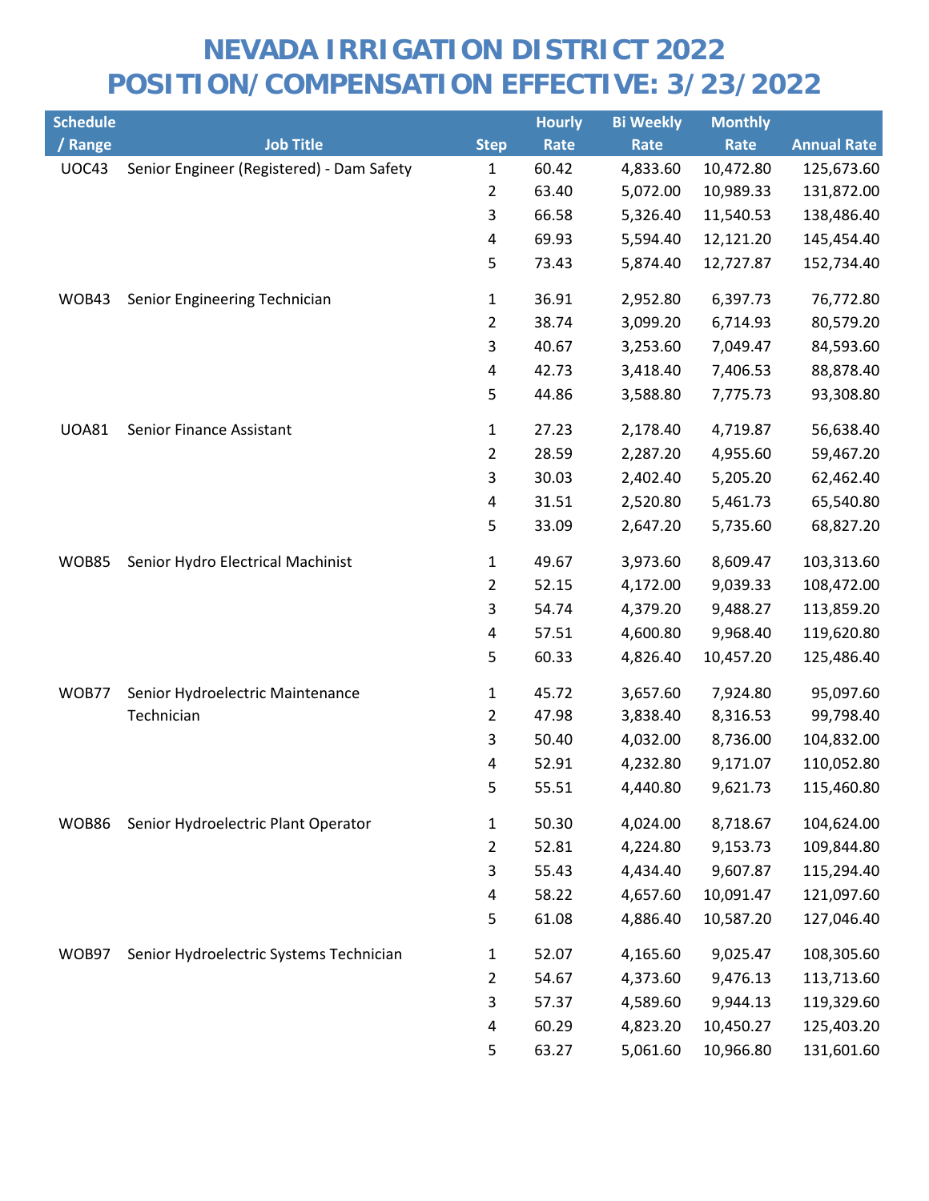# NEVADA IRRIGATION DISTRICT 2022
# POSITION/COMPENSATION EFFECTIVE: 3/23/2022

| Schedule / Range | Job Title | Step | Hourly Rate | Bi Weekly Rate | Monthly Rate | Annual Rate |
|---|---|---|---|---|---|---|
| UOC43 | Senior Engineer (Registered) - Dam Safety | 1 | 60.42 | 4,833.60 | 10,472.80 | 125,673.60 |
| | | 2 | 63.40 | 5,072.00 | 10,989.33 | 131,872.00 |
| | | 3 | 66.58 | 5,326.40 | 11,540.53 | 138,486.40 |
| | | 4 | 69.93 | 5,594.40 | 12,121.20 | 145,454.40 |
| | | 5 | 73.43 | 5,874.40 | 12,727.87 | 152,734.40 |
| WOB43 | Senior Engineering Technician | 1 | 36.91 | 2,952.80 | 6,397.73 | 76,772.80 |
| | | 2 | 38.74 | 3,099.20 | 6,714.93 | 80,579.20 |
| | | 3 | 40.67 | 3,253.60 | 7,049.47 | 84,593.60 |
| | | 4 | 42.73 | 3,418.40 | 7,406.53 | 88,878.40 |
| | | 5 | 44.86 | 3,588.80 | 7,775.73 | 93,308.80 |
| UOA81 | Senior Finance Assistant | 1 | 27.23 | 2,178.40 | 4,719.87 | 56,638.40 |
| | | 2 | 28.59 | 2,287.20 | 4,955.60 | 59,467.20 |
| | | 3 | 30.03 | 2,402.40 | 5,205.20 | 62,462.40 |
| | | 4 | 31.51 | 2,520.80 | 5,461.73 | 65,540.80 |
| | | 5 | 33.09 | 2,647.20 | 5,735.60 | 68,827.20 |
| WOB85 | Senior Hydro Electrical Machinist | 1 | 49.67 | 3,973.60 | 8,609.47 | 103,313.60 |
| | | 2 | 52.15 | 4,172.00 | 9,039.33 | 108,472.00 |
| | | 3 | 54.74 | 4,379.20 | 9,488.27 | 113,859.20 |
| | | 4 | 57.51 | 4,600.80 | 9,968.40 | 119,620.80 |
| | | 5 | 60.33 | 4,826.40 | 10,457.20 | 125,486.40 |
| WOB77 | Senior Hydroelectric Maintenance Technician | 1 | 45.72 | 3,657.60 | 7,924.80 | 95,097.60 |
| | | 2 | 47.98 | 3,838.40 | 8,316.53 | 99,798.40 |
| | | 3 | 50.40 | 4,032.00 | 8,736.00 | 104,832.00 |
| | | 4 | 52.91 | 4,232.80 | 9,171.07 | 110,052.80 |
| | | 5 | 55.51 | 4,440.80 | 9,621.73 | 115,460.80 |
| WOB86 | Senior Hydroelectric Plant Operator | 1 | 50.30 | 4,024.00 | 8,718.67 | 104,624.00 |
| | | 2 | 52.81 | 4,224.80 | 9,153.73 | 109,844.80 |
| | | 3 | 55.43 | 4,434.40 | 9,607.87 | 115,294.40 |
| | | 4 | 58.22 | 4,657.60 | 10,091.47 | 121,097.60 |
| | | 5 | 61.08 | 4,886.40 | 10,587.20 | 127,046.40 |
| WOB97 | Senior Hydroelectric Systems Technician | 1 | 52.07 | 4,165.60 | 9,025.47 | 108,305.60 |
| | | 2 | 54.67 | 4,373.60 | 9,476.13 | 113,713.60 |
| | | 3 | 57.37 | 4,589.60 | 9,944.13 | 119,329.60 |
| | | 4 | 60.29 | 4,823.20 | 10,450.27 | 125,403.20 |
| | | 5 | 63.27 | 5,061.60 | 10,966.80 | 131,601.60 |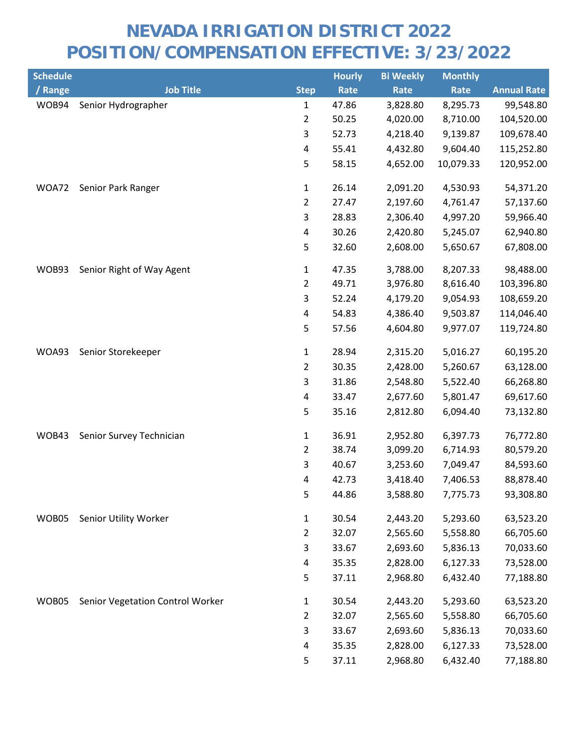# NEVADA IRRIGATION DISTRICT 2022
# POSITION/COMPENSATION EFFECTIVE: 3/23/2022

| Schedule / Range | Job Title | Step | Hourly Rate | Bi Weekly Rate | Monthly Rate | Annual Rate |
|---|---|---|---|---|---|---|
| WOB94 | Senior Hydrographer | 1 | 47.86 | 3,828.80 | 8,295.73 | 99,548.80 |
| | | 2 | 50.25 | 4,020.00 | 8,710.00 | 104,520.00 |
| | | 3 | 52.73 | 4,218.40 | 9,139.87 | 109,678.40 |
| | | 4 | 55.41 | 4,432.80 | 9,604.40 | 115,252.80 |
| | | 5 | 58.15 | 4,652.00 | 10,079.33 | 120,952.00 |
| WOA72 | Senior Park Ranger | 1 | 26.14 | 2,091.20 | 4,530.93 | 54,371.20 |
| | | 2 | 27.47 | 2,197.60 | 4,761.47 | 57,137.60 |
| | | 3 | 28.83 | 2,306.40 | 4,997.20 | 59,966.40 |
| | | 4 | 30.26 | 2,420.80 | 5,245.07 | 62,940.80 |
| | | 5 | 32.60 | 2,608.00 | 5,650.67 | 67,808.00 |
| WOB93 | Senior Right of Way Agent | 1 | 47.35 | 3,788.00 | 8,207.33 | 98,488.00 |
| | | 2 | 49.71 | 3,976.80 | 8,616.40 | 103,396.80 |
| | | 3 | 52.24 | 4,179.20 | 9,054.93 | 108,659.20 |
| | | 4 | 54.83 | 4,386.40 | 9,503.87 | 114,046.40 |
| | | 5 | 57.56 | 4,604.80 | 9,977.07 | 119,724.80 |
| WOA93 | Senior Storekeeper | 1 | 28.94 | 2,315.20 | 5,016.27 | 60,195.20 |
| | | 2 | 30.35 | 2,428.00 | 5,260.67 | 63,128.00 |
| | | 3 | 31.86 | 2,548.80 | 5,522.40 | 66,268.80 |
| | | 4 | 33.47 | 2,677.60 | 5,801.47 | 69,617.60 |
| | | 5 | 35.16 | 2,812.80 | 6,094.40 | 73,132.80 |
| WOB43 | Senior Survey Technician | 1 | 36.91 | 2,952.80 | 6,397.73 | 76,772.80 |
| | | 2 | 38.74 | 3,099.20 | 6,714.93 | 80,579.20 |
| | | 3 | 40.67 | 3,253.60 | 7,049.47 | 84,593.60 |
| | | 4 | 42.73 | 3,418.40 | 7,406.53 | 88,878.40 |
| | | 5 | 44.86 | 3,588.80 | 7,775.73 | 93,308.80 |
| WOB05 | Senior Utility Worker | 1 | 30.54 | 2,443.20 | 5,293.60 | 63,523.20 |
| | | 2 | 32.07 | 2,565.60 | 5,558.80 | 66,705.60 |
| | | 3 | 33.67 | 2,693.60 | 5,836.13 | 70,033.60 |
| | | 4 | 35.35 | 2,828.00 | 6,127.33 | 73,528.00 |
| | | 5 | 37.11 | 2,968.80 | 6,432.40 | 77,188.80 |
| WOB05 | Senior Vegetation Control Worker | 1 | 30.54 | 2,443.20 | 5,293.60 | 63,523.20 |
| | | 2 | 32.07 | 2,565.60 | 5,558.80 | 66,705.60 |
| | | 3 | 33.67 | 2,693.60 | 5,836.13 | 70,033.60 |
| | | 4 | 35.35 | 2,828.00 | 6,127.33 | 73,528.00 |
| | | 5 | 37.11 | 2,968.80 | 6,432.40 | 77,188.80 |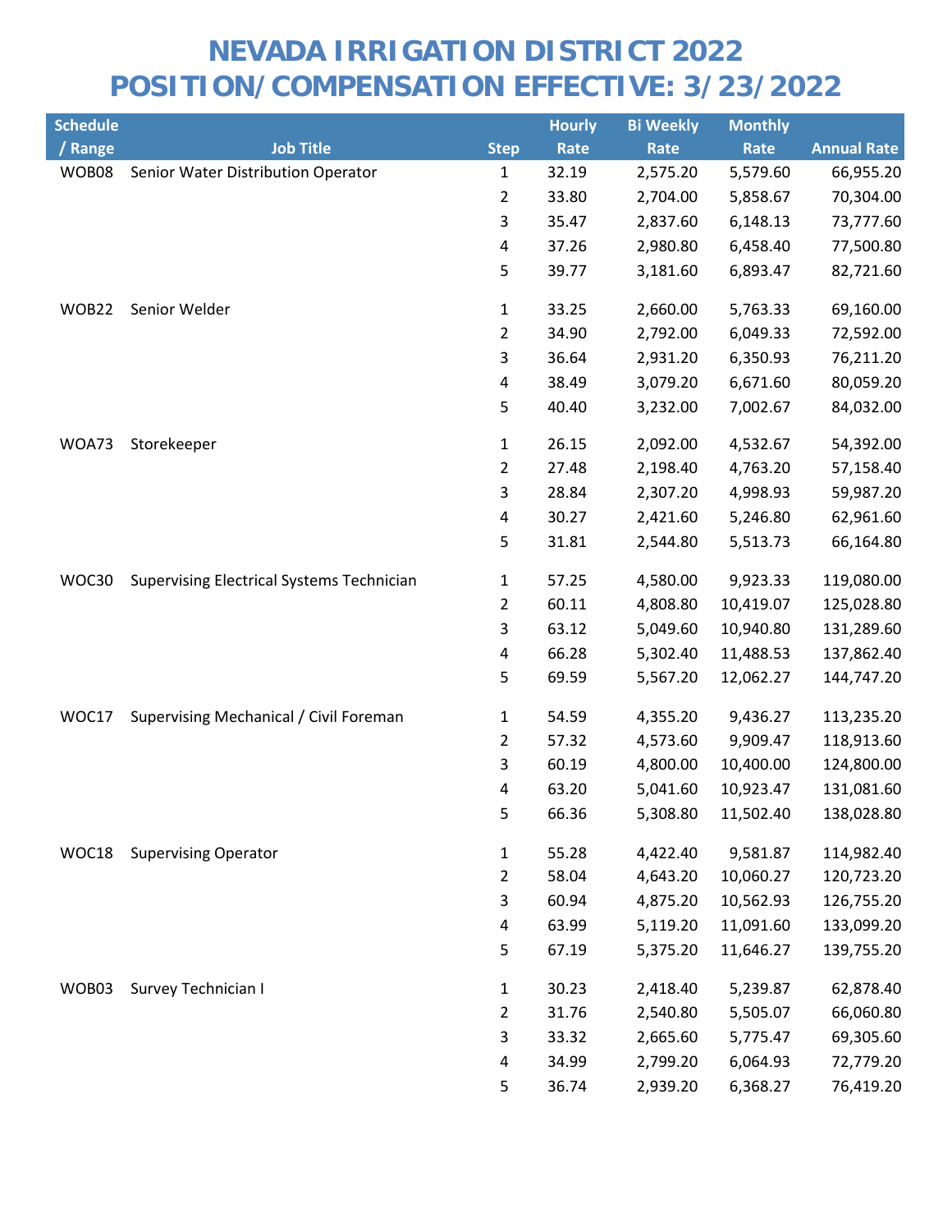# NEVADA IRRIGATION DISTRICT 2022
# POSITION/COMPENSATION EFFECTIVE: 3/23/2022

| Schedule / Range | Job Title | Step | Hourly Rate | Bi Weekly Rate | Monthly Rate | Annual Rate |
|---|---|---|---|---|---|---|
| WOB08 | Senior Water Distribution Operator | 1 | 32.19 | 2,575.20 | 5,579.60 | 66,955.20 |
| | | 2 | 33.80 | 2,704.00 | 5,858.67 | 70,304.00 |
| | | 3 | 35.47 | 2,837.60 | 6,148.13 | 73,777.60 |
| | | 4 | 37.26 | 2,980.80 | 6,458.40 | 77,500.80 |
| | | 5 | 39.77 | 3,181.60 | 6,893.47 | 82,721.60 |
| WOB22 | Senior Welder | 1 | 33.25 | 2,660.00 | 5,763.33 | 69,160.00 |
| | | 2 | 34.90 | 2,792.00 | 6,049.33 | 72,592.00 |
| | | 3 | 36.64 | 2,931.20 | 6,350.93 | 76,211.20 |
| | | 4 | 38.49 | 3,079.20 | 6,671.60 | 80,059.20 |
| | | 5 | 40.40 | 3,232.00 | 7,002.67 | 84,032.00 |
| WOA73 | Storekeeper | 1 | 26.15 | 2,092.00 | 4,532.67 | 54,392.00 |
| | | 2 | 27.48 | 2,198.40 | 4,763.20 | 57,158.40 |
| | | 3 | 28.84 | 2,307.20 | 4,998.93 | 59,987.20 |
| | | 4 | 30.27 | 2,421.60 | 5,246.80 | 62,961.60 |
| | | 5 | 31.81 | 2,544.80 | 5,513.73 | 66,164.80 |
| WOC30 | Supervising Electrical Systems Technician | 1 | 57.25 | 4,580.00 | 9,923.33 | 119,080.00 |
| | | 2 | 60.11 | 4,808.80 | 10,419.07 | 125,028.80 |
| | | 3 | 63.12 | 5,049.60 | 10,940.80 | 131,289.60 |
| | | 4 | 66.28 | 5,302.40 | 11,488.53 | 137,862.40 |
| | | 5 | 69.59 | 5,567.20 | 12,062.27 | 144,747.20 |
| WOC17 | Supervising Mechanical / Civil Foreman | 1 | 54.59 | 4,355.20 | 9,436.27 | 113,235.20 |
| | | 2 | 57.32 | 4,573.60 | 9,909.47 | 118,913.60 |
| | | 3 | 60.19 | 4,800.00 | 10,400.00 | 124,800.00 |
| | | 4 | 63.20 | 5,041.60 | 10,923.47 | 131,081.60 |
| | | 5 | 66.36 | 5,308.80 | 11,502.40 | 138,028.80 |
| WOC18 | Supervising Operator | 1 | 55.28 | 4,422.40 | 9,581.87 | 114,982.40 |
| | | 2 | 58.04 | 4,643.20 | 10,060.27 | 120,723.20 |
| | | 3 | 60.94 | 4,875.20 | 10,562.93 | 126,755.20 |
| | | 4 | 63.99 | 5,119.20 | 11,091.60 | 133,099.20 |
| | | 5 | 67.19 | 5,375.20 | 11,646.27 | 139,755.20 |
| WOB03 | Survey Technician I | 1 | 30.23 | 2,418.40 | 5,239.87 | 62,878.40 |
| | | 2 | 31.76 | 2,540.80 | 5,505.07 | 66,060.80 |
| | | 3 | 33.32 | 2,665.60 | 5,775.47 | 69,305.60 |
| | | 4 | 34.99 | 2,799.20 | 6,064.93 | 72,779.20 |
| | | 5 | 36.74 | 2,939.20 | 6,368.27 | 76,419.20 |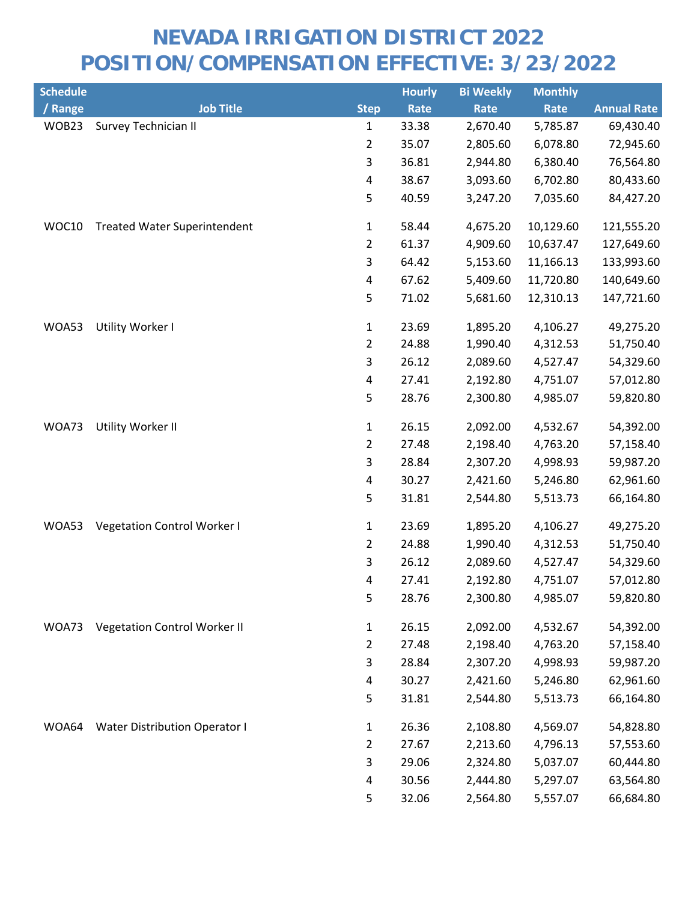# NEVADA IRRIGATION DISTRICT 2022
# POSITION/COMPENSATION EFFECTIVE: 3/23/2022

| Schedule / Range | Job Title | Step | Hourly Rate | Bi Weekly Rate | Monthly Rate | Annual Rate |
|---|---|---|---|---|---|---|
| WOB23 | Survey Technician II | 1 | 33.38 | 2,670.40 | 5,785.87 | 69,430.40 |
| | | 2 | 35.07 | 2,805.60 | 6,078.80 | 72,945.60 |
| | | 3 | 36.81 | 2,944.80 | 6,380.40 | 76,564.80 |
| | | 4 | 38.67 | 3,093.60 | 6,702.80 | 80,433.60 |
| | | 5 | 40.59 | 3,247.20 | 7,035.60 | 84,427.20 |
| WOC10 | Treated Water Superintendent | 1 | 58.44 | 4,675.20 | 10,129.60 | 121,555.20 |
| | | 2 | 61.37 | 4,909.60 | 10,637.47 | 127,649.60 |
| | | 3 | 64.42 | 5,153.60 | 11,166.13 | 133,993.60 |
| | | 4 | 67.62 | 5,409.60 | 11,720.80 | 140,649.60 |
| | | 5 | 71.02 | 5,681.60 | 12,310.13 | 147,721.60 |
| WOA53 | Utility Worker I | 1 | 23.69 | 1,895.20 | 4,106.27 | 49,275.20 |
| | | 2 | 24.88 | 1,990.40 | 4,312.53 | 51,750.40 |
| | | 3 | 26.12 | 2,089.60 | 4,527.47 | 54,329.60 |
| | | 4 | 27.41 | 2,192.80 | 4,751.07 | 57,012.80 |
| | | 5 | 28.76 | 2,300.80 | 4,985.07 | 59,820.80 |
| WOA73 | Utility Worker II | 1 | 26.15 | 2,092.00 | 4,532.67 | 54,392.00 |
| | | 2 | 27.48 | 2,198.40 | 4,763.20 | 57,158.40 |
| | | 3 | 28.84 | 2,307.20 | 4,998.93 | 59,987.20 |
| | | 4 | 30.27 | 2,421.60 | 5,246.80 | 62,961.60 |
| | | 5 | 31.81 | 2,544.80 | 5,513.73 | 66,164.80 |
| WOA53 | Vegetation Control Worker I | 1 | 23.69 | 1,895.20 | 4,106.27 | 49,275.20 |
| | | 2 | 24.88 | 1,990.40 | 4,312.53 | 51,750.40 |
| | | 3 | 26.12 | 2,089.60 | 4,527.47 | 54,329.60 |
| | | 4 | 27.41 | 2,192.80 | 4,751.07 | 57,012.80 |
| | | 5 | 28.76 | 2,300.80 | 4,985.07 | 59,820.80 |
| WOA73 | Vegetation Control Worker II | 1 | 26.15 | 2,092.00 | 4,532.67 | 54,392.00 |
| | | 2 | 27.48 | 2,198.40 | 4,763.20 | 57,158.40 |
| | | 3 | 28.84 | 2,307.20 | 4,998.93 | 59,987.20 |
| | | 4 | 30.27 | 2,421.60 | 5,246.80 | 62,961.60 |
| | | 5 | 31.81 | 2,544.80 | 5,513.73 | 66,164.80 |
| WOA64 | Water Distribution Operator I | 1 | 26.36 | 2,108.80 | 4,569.07 | 54,828.80 |
| | | 2 | 27.67 | 2,213.60 | 4,796.13 | 57,553.60 |
| | | 3 | 29.06 | 2,324.80 | 5,037.07 | 60,444.80 |
| | | 4 | 30.56 | 2,444.80 | 5,297.07 | 63,564.80 |
| | | 5 | 32.06 | 2,564.80 | 5,557.07 | 66,684.80 |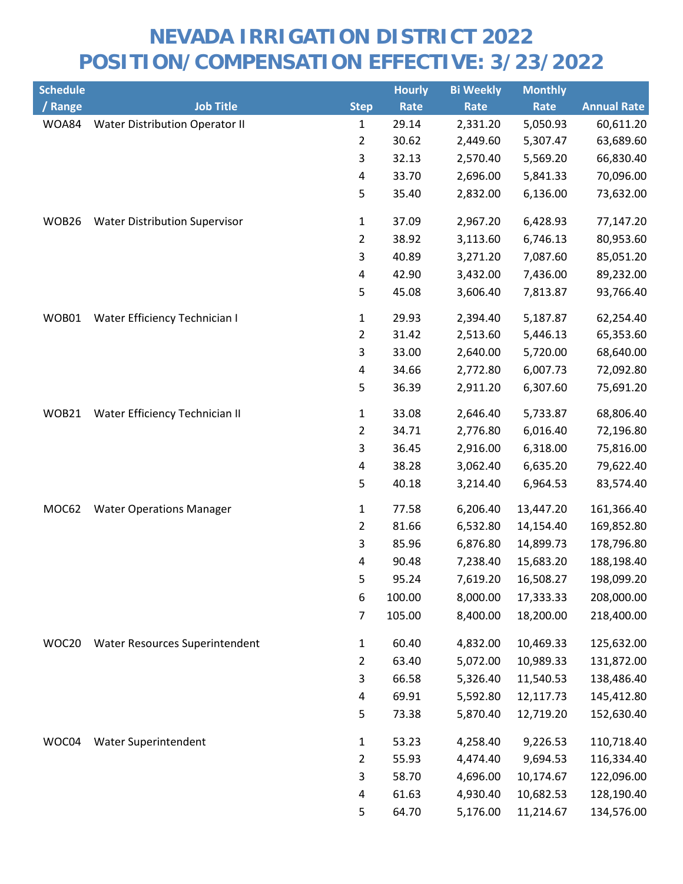# NEVADA IRRIGATION DISTRICT 2022
# POSITION/COMPENSATION EFFECTIVE: 3/23/2022

| Schedule / Range | Job Title | Step | Hourly Rate | Bi Weekly Rate | Monthly Rate | Annual Rate |
|---|---|---|---|---|---|---|
| WOA84 | Water Distribution Operator II | 1 | 29.14 | 2,331.20 | 5,050.93 | 60,611.20 |
| | | 2 | 30.62 | 2,449.60 | 5,307.47 | 63,689.60 |
| | | 3 | 32.13 | 2,570.40 | 5,569.20 | 66,830.40 |
| | | 4 | 33.70 | 2,696.00 | 5,841.33 | 70,096.00 |
| | | 5 | 35.40 | 2,832.00 | 6,136.00 | 73,632.00 |
| WOB26 | Water Distribution Supervisor | 1 | 37.09 | 2,967.20 | 6,428.93 | 77,147.20 |
| | | 2 | 38.92 | 3,113.60 | 6,746.13 | 80,953.60 |
| | | 3 | 40.89 | 3,271.20 | 7,087.60 | 85,051.20 |
| | | 4 | 42.90 | 3,432.00 | 7,436.00 | 89,232.00 |
| | | 5 | 45.08 | 3,606.40 | 7,813.87 | 93,766.40 |
| WOB01 | Water Efficiency Technician I | 1 | 29.93 | 2,394.40 | 5,187.87 | 62,254.40 |
| | | 2 | 31.42 | 2,513.60 | 5,446.13 | 65,353.60 |
| | | 3 | 33.00 | 2,640.00 | 5,720.00 | 68,640.00 |
| | | 4 | 34.66 | 2,772.80 | 6,007.73 | 72,092.80 |
| | | 5 | 36.39 | 2,911.20 | 6,307.60 | 75,691.20 |
| WOB21 | Water Efficiency Technician II | 1 | 33.08 | 2,646.40 | 5,733.87 | 68,806.40 |
| | | 2 | 34.71 | 2,776.80 | 6,016.40 | 72,196.80 |
| | | 3 | 36.45 | 2,916.00 | 6,318.00 | 75,816.00 |
| | | 4 | 38.28 | 3,062.40 | 6,635.20 | 79,622.40 |
| | | 5 | 40.18 | 3,214.40 | 6,964.53 | 83,574.40 |
| MOC62 | Water Operations Manager | 1 | 77.58 | 6,206.40 | 13,447.20 | 161,366.40 |
| | | 2 | 81.66 | 6,532.80 | 14,154.40 | 169,852.80 |
| | | 3 | 85.96 | 6,876.80 | 14,899.73 | 178,796.80 |
| | | 4 | 90.48 | 7,238.40 | 15,683.20 | 188,198.40 |
| | | 5 | 95.24 | 7,619.20 | 16,508.27 | 198,099.20 |
| | | 6 | 100.00 | 8,000.00 | 17,333.33 | 208,000.00 |
| | | 7 | 105.00 | 8,400.00 | 18,200.00 | 218,400.00 |
| WOC20 | Water Resources Superintendent | 1 | 60.40 | 4,832.00 | 10,469.33 | 125,632.00 |
| | | 2 | 63.40 | 5,072.00 | 10,989.33 | 131,872.00 |
| | | 3 | 66.58 | 5,326.40 | 11,540.53 | 138,486.40 |
| | | 4 | 69.91 | 5,592.80 | 12,117.73 | 145,412.80 |
| | | 5 | 73.38 | 5,870.40 | 12,719.20 | 152,630.40 |
| WOC04 | Water Superintendent | 1 | 53.23 | 4,258.40 | 9,226.53 | 110,718.40 |
| | | 2 | 55.93 | 4,474.40 | 9,694.53 | 116,334.40 |
| | | 3 | 58.70 | 4,696.00 | 10,174.67 | 122,096.00 |
| | | 4 | 61.63 | 4,930.40 | 10,682.53 | 128,190.40 |
| | | 5 | 64.70 | 5,176.00 | 11,214.67 | 134,576.00 |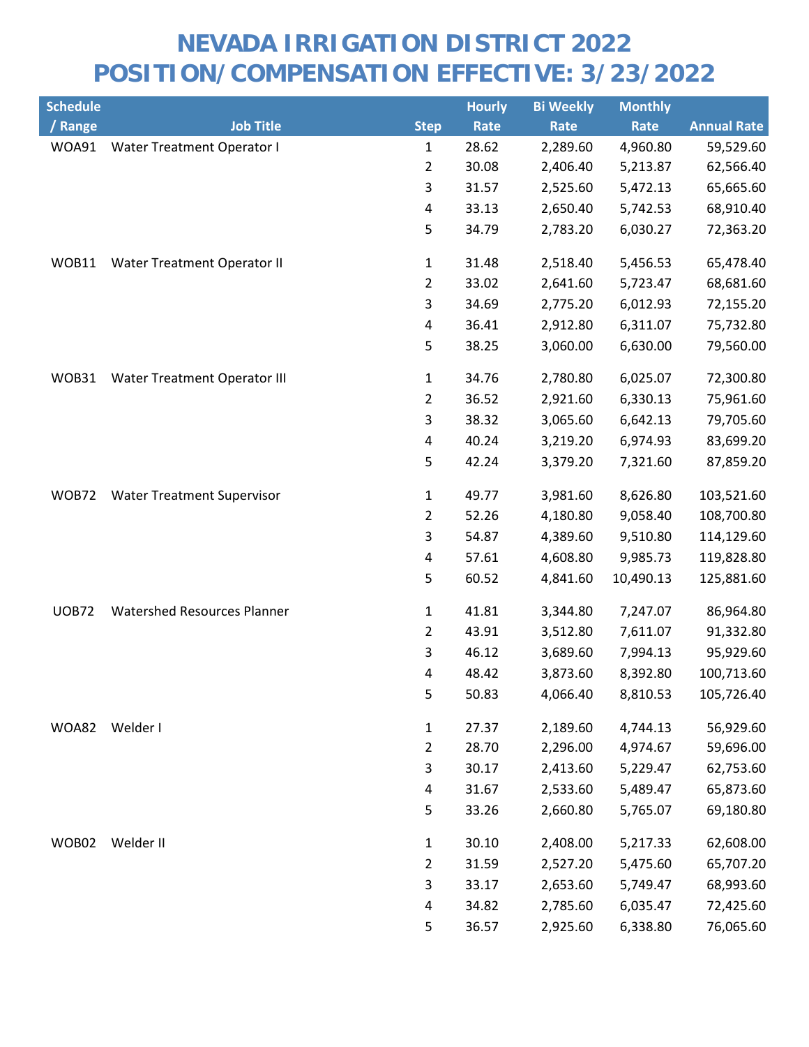# NEVADA IRRIGATION DISTRICT 2022
# POSITION/COMPENSATION EFFECTIVE: 3/23/2022

| Schedule / Range | Job Title | Step | Hourly Rate | Bi Weekly Rate | Monthly Rate | Annual Rate |
|---|---|---|---|---|---|---|
| WOA91 | Water Treatment Operator I | 1 | 28.62 | 2,289.60 | 4,960.80 | 59,529.60 |
| | | 2 | 30.08 | 2,406.40 | 5,213.87 | 62,566.40 |
| | | 3 | 31.57 | 2,525.60 | 5,472.13 | 65,665.60 |
| | | 4 | 33.13 | 2,650.40 | 5,742.53 | 68,910.40 |
| | | 5 | 34.79 | 2,783.20 | 6,030.27 | 72,363.20 |
| WOB11 | Water Treatment Operator II | 1 | 31.48 | 2,518.40 | 5,456.53 | 65,478.40 |
| | | 2 | 33.02 | 2,641.60 | 5,723.47 | 68,681.60 |
| | | 3 | 34.69 | 2,775.20 | 6,012.93 | 72,155.20 |
| | | 4 | 36.41 | 2,912.80 | 6,311.07 | 75,732.80 |
| | | 5 | 38.25 | 3,060.00 | 6,630.00 | 79,560.00 |
| WOB31 | Water Treatment Operator III | 1 | 34.76 | 2,780.80 | 6,025.07 | 72,300.80 |
| | | 2 | 36.52 | 2,921.60 | 6,330.13 | 75,961.60 |
| | | 3 | 38.32 | 3,065.60 | 6,642.13 | 79,705.60 |
| | | 4 | 40.24 | 3,219.20 | 6,974.93 | 83,699.20 |
| | | 5 | 42.24 | 3,379.20 | 7,321.60 | 87,859.20 |
| WOB72 | Water Treatment Supervisor | 1 | 49.77 | 3,981.60 | 8,626.80 | 103,521.60 |
| | | 2 | 52.26 | 4,180.80 | 9,058.40 | 108,700.80 |
| | | 3 | 54.87 | 4,389.60 | 9,510.80 | 114,129.60 |
| | | 4 | 57.61 | 4,608.80 | 9,985.73 | 119,828.80 |
| | | 5 | 60.52 | 4,841.60 | 10,490.13 | 125,881.60 |
| UOB72 | Watershed Resources Planner | 1 | 41.81 | 3,344.80 | 7,247.07 | 86,964.80 |
| | | 2 | 43.91 | 3,512.80 | 7,611.07 | 91,332.80 |
| | | 3 | 46.12 | 3,689.60 | 7,994.13 | 95,929.60 |
| | | 4 | 48.42 | 3,873.60 | 8,392.80 | 100,713.60 |
| | | 5 | 50.83 | 4,066.40 | 8,810.53 | 105,726.40 |
| WOA82 | Welder I | 1 | 27.37 | 2,189.60 | 4,744.13 | 56,929.60 |
| | | 2 | 28.70 | 2,296.00 | 4,974.67 | 59,696.00 |
| | | 3 | 30.17 | 2,413.60 | 5,229.47 | 62,753.60 |
| | | 4 | 31.67 | 2,533.60 | 5,489.47 | 65,873.60 |
| | | 5 | 33.26 | 2,660.80 | 5,765.07 | 69,180.80 |
| WOB02 | Welder II | 1 | 30.10 | 2,408.00 | 5,217.33 | 62,608.00 |
| | | 2 | 31.59 | 2,527.20 | 5,475.60 | 65,707.20 |
| | | 3 | 33.17 | 2,653.60 | 5,749.47 | 68,993.60 |
| | | 4 | 34.82 | 2,785.60 | 6,035.47 | 72,425.60 |
| | | 5 | 36.57 | 2,925.60 | 6,338.80 | 76,065.60 |